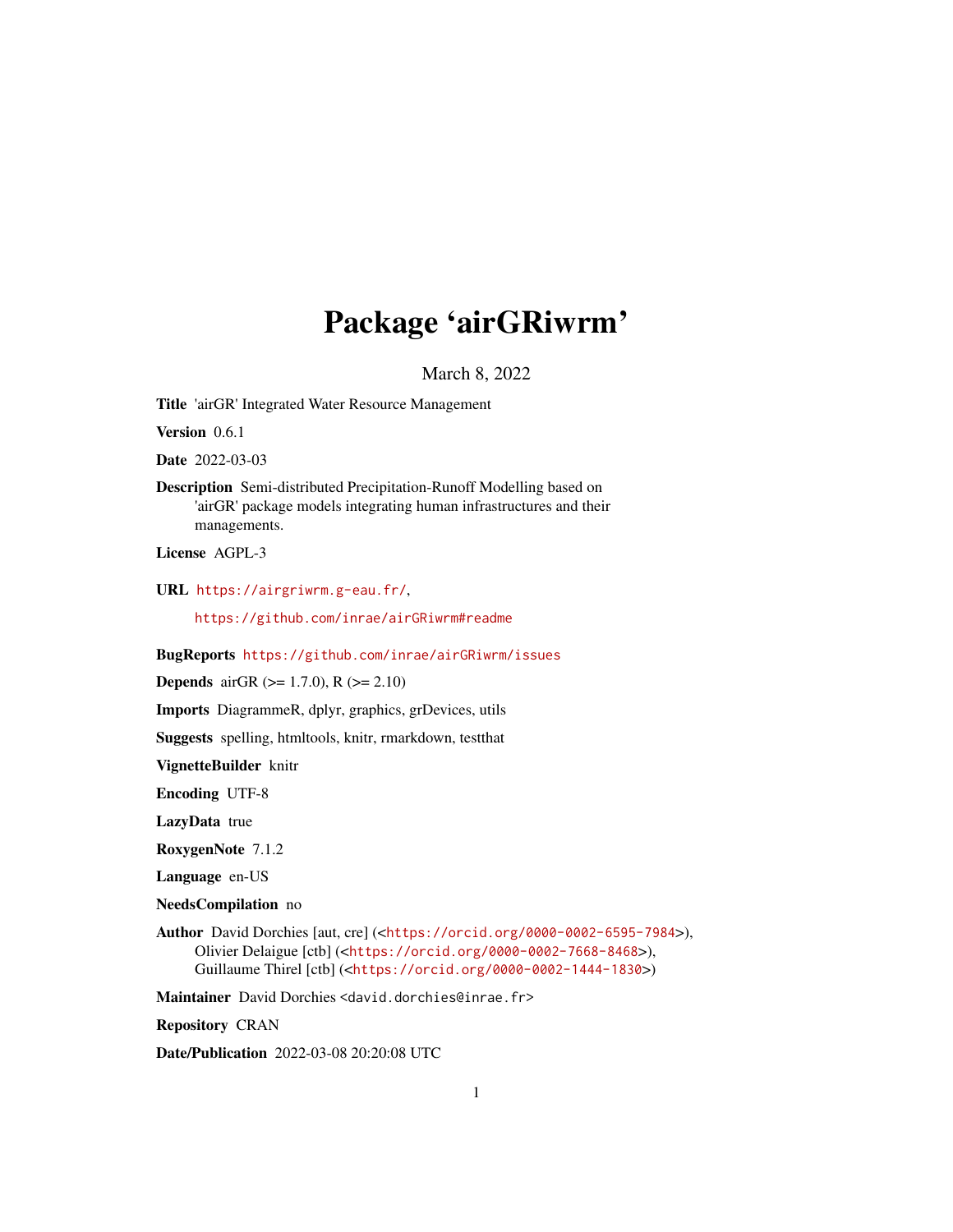# Package 'airGRiwrm'

March 8, 2022

**Title** 'airGR' Integrated Water Resource Management

**Version** 0.6.1

**Date** 2022-03-03

**Description** Semi-distributed Precipitation-Runoff Modelling based on 'airGR' package models integrating human infrastructures and their managements.

**License** AGPL-3

**URL** https://airgriwrm.g-eau.fr/,

https://github.com/inrae/airGRiwrm#readme

**BugReports** https://github.com/inrae/airGRiwrm/issues

**Depends** airGR (>= 1.7.0), R (>= 2.10)

**Imports** DiagrammeR, dplyr, graphics, grDevices, utils

**Suggests** spelling, htmltools, knitr, rmarkdown, testthat

**VignetteBuilder** knitr

**Encoding** UTF-8

**LazyData** true

**RoxygenNote** 7.1.2

**Language** en-US

**NeedsCompilation** no

**Author** David Dorchies [aut, cre] (<https://orcid.org/0000-0002-6595-7984>), Olivier Delaigue [ctb] (<https://orcid.org/0000-0002-7668-8468>), Guillaume Thirel [ctb] (<https://orcid.org/0000-0002-1444-1830>)

**Maintainer** David Dorchies <david.dorchies@inrae.fr>

**Repository** CRAN

**Date/Publication** 2022-03-08 20:20:08 UTC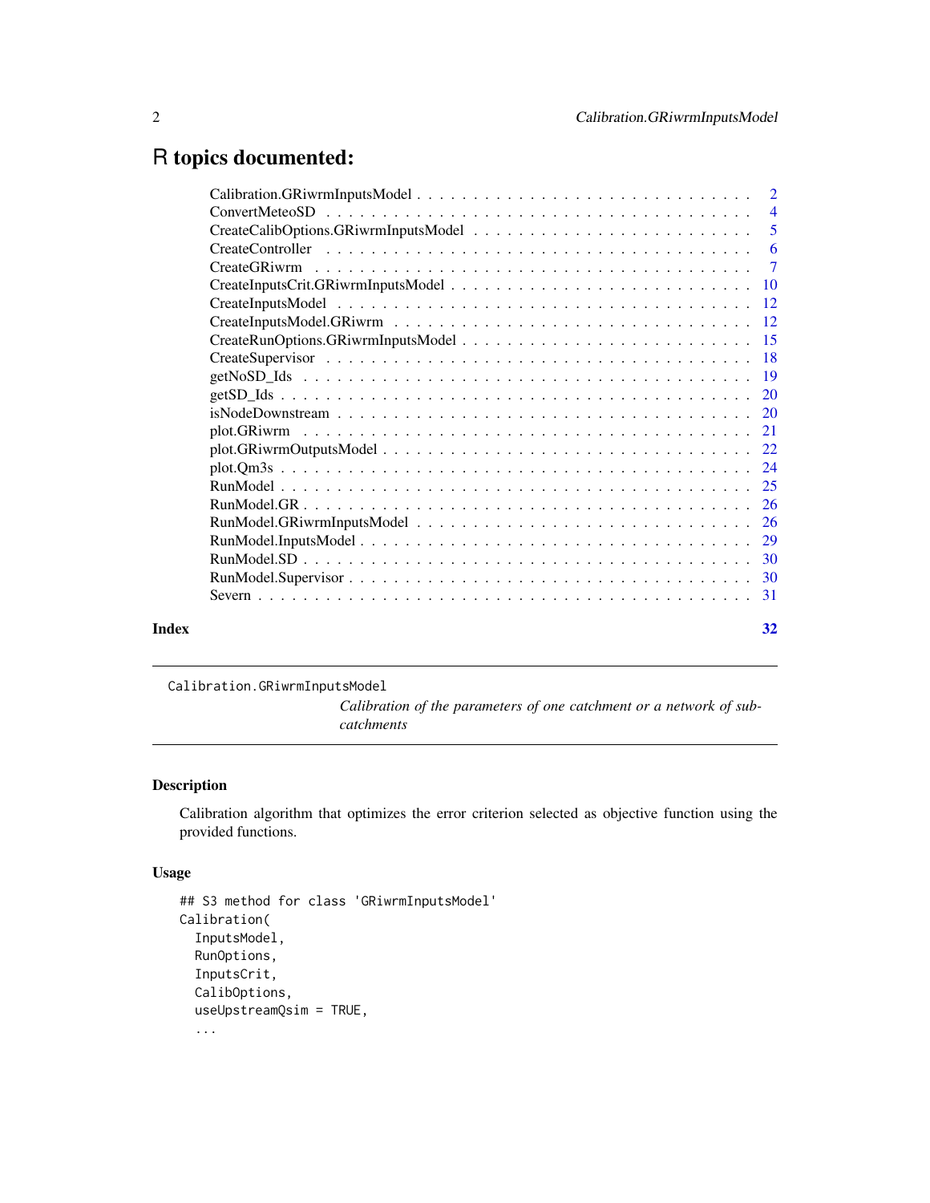# R topics documented:

| | |
|---|---|
| Calibration.GRiwrmInputsModel | 2 |
| ConvertMeteoSD | 4 |
| CreateCalibOptions.GRiwrmInputsModel | 5 |
| CreateController | 6 |
| CreateGRiwrm | 7 |
| CreateInputsCrit.GRiwrmInputsModel | 10 |
| CreateInputsModel | 12 |
| CreateInputsModel.GRiwrm | 12 |
| CreateRunOptions.GRiwrmInputsModel | 15 |
| CreateSupervisor | 18 |
| getNoSD_Ids | 19 |
| getSD_Ids | 20 |
| isNodeDownstream | 20 |
| plot.GRiwrm | 21 |
| plot.GRiwrmOutputsModel | 22 |
| plot.Qm3s | 24 |
| RunModel | 25 |
| RunModel.GR | 26 |
| RunModel.GRiwrmInputsModel | 26 |
| RunModel.InputsModel | 29 |
| RunModel.SD | 30 |
| RunModel.Supervisor | 30 |
| Severn | 31 |

**Index** 32

---

`Calibration.GRiwrmInputsModel` *Calibration of the parameters of one catchment or a network of sub-catchments*

---

## Description

Calibration algorithm that optimizes the error criterion selected as objective function using the provided functions.

## Usage

```
## S3 method for class 'GRiwrmInputsModel'
Calibration(
  InputsModel,
  RunOptions,
  InputsCrit,
  CalibOptions,
  useUpstreamQsim = TRUE,
  ...
```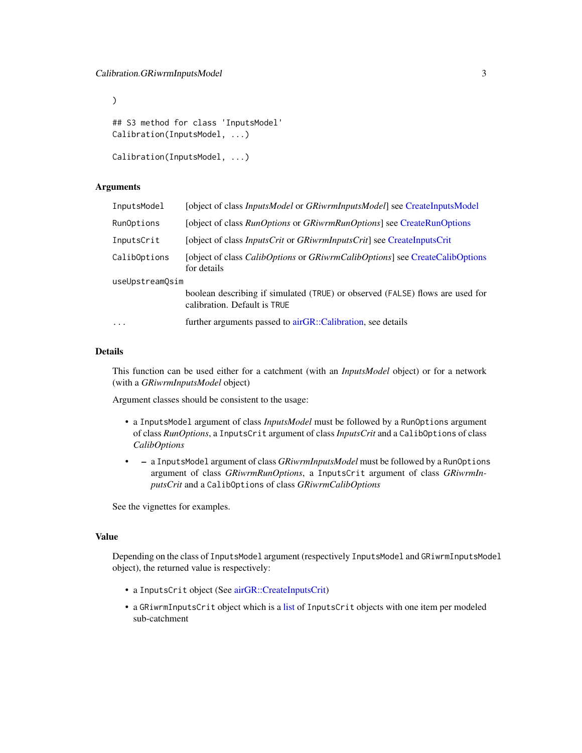```
)

## S3 method for class 'InputsModel'
Calibration(InputsModel, ...)

Calibration(InputsModel, ...)
```

### Arguments

| | |
|---|---|
| `InputsModel` | [object of class *InputsModel* or *GRiwrmInputsModel*] see CreateInputsModel |
| `RunOptions` | [object of class *RunOptions* or *GRiwrmRunOptions*] see CreateRunOptions |
| `InputsCrit` | [object of class *InputsCrit* or *GRiwrmInputsCrit*] see CreateInputsCrit |
| `CalibOptions` | [object of class *CalibOptions* or *GRiwrmCalibOptions*] see CreateCalibOptions for details |
| `useUpstreamQsim` | boolean describing if simulated (`TRUE`) or observed (`FALSE`) flows are used for calibration. Default is `TRUE` |
| `...` | further arguments passed to airGR::Calibration, see details |

### Details

This function can be used either for a catchment (with an *InputsModel* object) or for a network (with a *GRiwrmInputsModel* object)

Argument classes should be consistent to the usage:

- a `InputsModel` argument of class *InputsModel* must be followed by a `RunOptions` argument of class *RunOptions*, a `InputsCrit` argument of class *InputsCrit* and a `CalibOptions` of class *CalibOptions*
- - a `InputsModel` argument of class *GRiwrmInputsModel* must be followed by a `RunOptions` argument of class *GRiwrmRunOptions*, a `InputsCrit` argument of class *GRiwrmInputsCrit* and a `CalibOptions` of class *GRiwrmCalibOptions*

See the vignettes for examples.

### Value

Depending on the class of `InputsModel` argument (respectively `InputsModel` and `GRiwrmInputsModel` object), the returned value is respectively:

- a `InputsCrit` object (See airGR::CreateInputsCrit)
- a `GRiwrmInputsCrit` object which is a list of `InputsCrit` objects with one item per modeled sub-catchment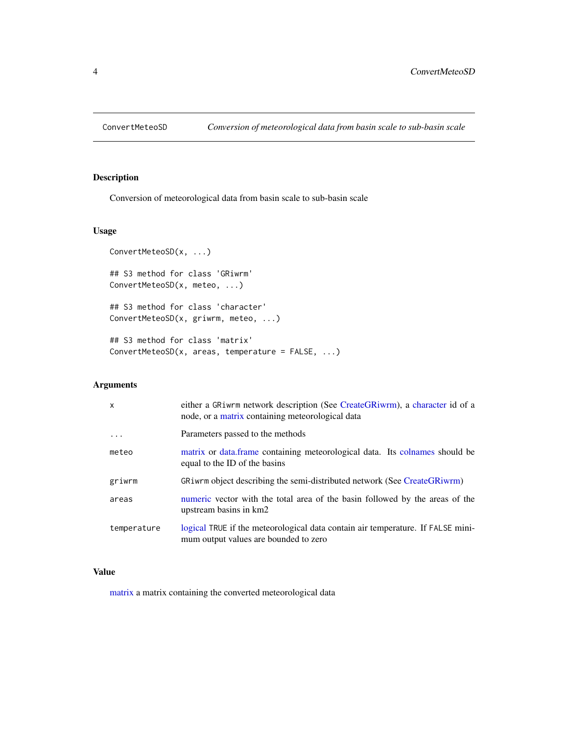# ConvertMeteoSD — *Conversion of meteorological data from basin scale to sub-basin scale*

## Description

Conversion of meteorological data from basin scale to sub-basin scale

## Usage

```
ConvertMeteoSD(x, ...)

## S3 method for class 'GRiwrm'
ConvertMeteoSD(x, meteo, ...)

## S3 method for class 'character'
ConvertMeteoSD(x, griwrm, meteo, ...)

## S3 method for class 'matrix'
ConvertMeteoSD(x, areas, temperature = FALSE, ...)
```

## Arguments

| | |
|---|---|
| `x` | either a `GRiwrm` network description (See CreateGRiwrm), a character id of a node, or a matrix containing meteorological data |
| `...` | Parameters passed to the methods |
| `meteo` | matrix or data.frame containing meteorological data. Its colnames should be equal to the ID of the basins |
| `griwrm` | `GRiwrm` object describing the semi-distributed network (See CreateGRiwrm) |
| `areas` | numeric vector with the total area of the basin followed by the areas of the upstream basins in km2 |
| `temperature` | logical `TRUE` if the meteorological data contain air temperature. If `FALSE` minimum output values are bounded to zero |

## Value

matrix a matrix containing the converted meteorological data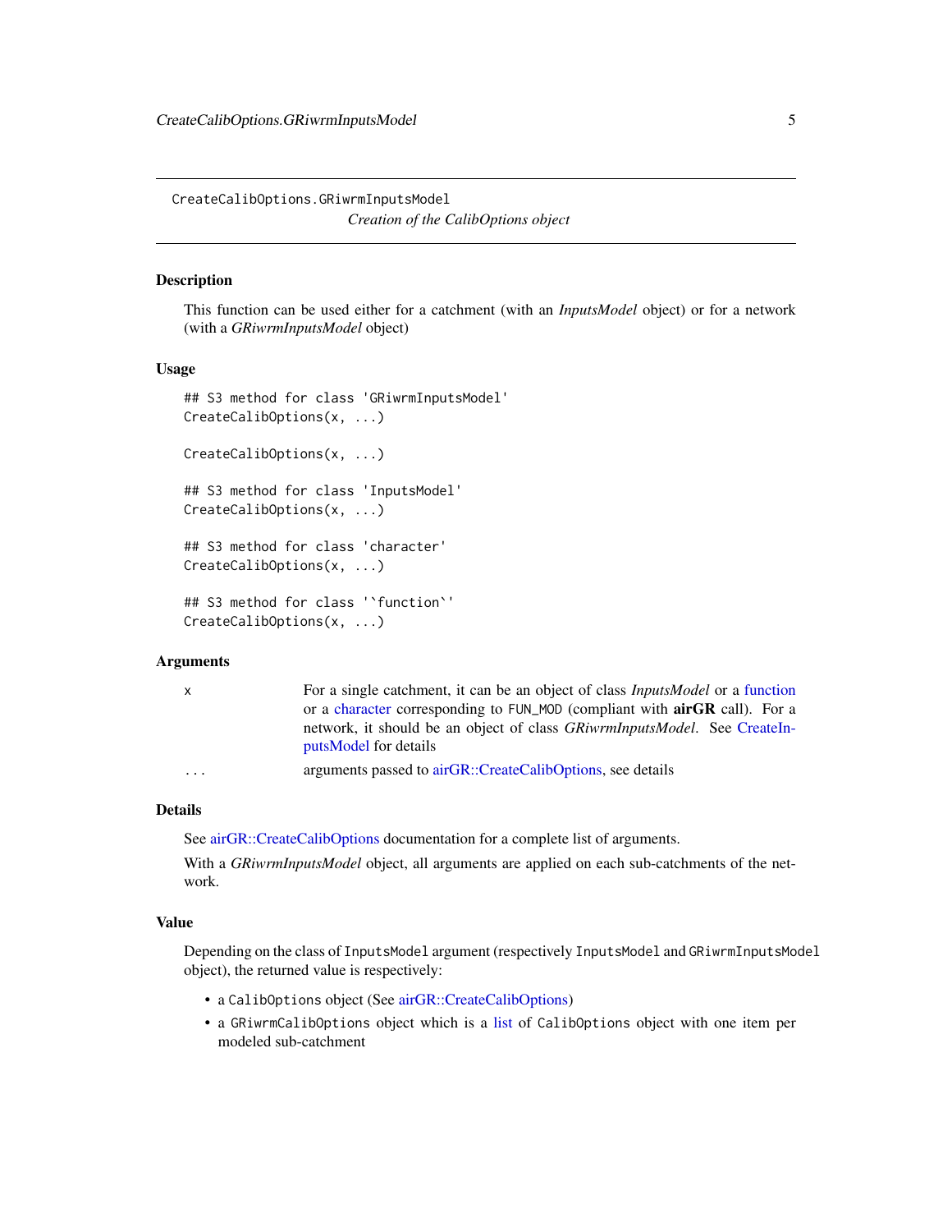CreateCalibOptions.GRiwrmInputsModel

*Creation of the CalibOptions object*

## Description

This function can be used either for a catchment (with an *InputsModel* object) or for a network (with a *GRiwrmInputsModel* object)

## Usage

```
## S3 method for class 'GRiwrmInputsModel'
CreateCalibOptions(x, ...)

CreateCalibOptions(x, ...)

## S3 method for class 'InputsModel'
CreateCalibOptions(x, ...)

## S3 method for class 'character'
CreateCalibOptions(x, ...)

## S3 method for class '`function`'
CreateCalibOptions(x, ...)
```

## Arguments

| | |
|---|---|
| x | For a single catchment, it can be an object of class *InputsModel* or a function or a character corresponding to FUN_MOD (compliant with **airGR** call). For a network, it should be an object of class *GRiwrmInputsModel*. See CreateInputsModel for details |
| ... | arguments passed to airGR::CreateCalibOptions, see details |

## Details

See airGR::CreateCalibOptions documentation for a complete list of arguments.

With a *GRiwrmInputsModel* object, all arguments are applied on each sub-catchments of the network.

## Value

Depending on the class of InputsModel argument (respectively InputsModel and GRiwrmInputsModel object), the returned value is respectively:

- a CalibOptions object (See airGR::CreateCalibOptions)
- a GRiwrmCalibOptions object which is a list of CalibOptions object with one item per modeled sub-catchment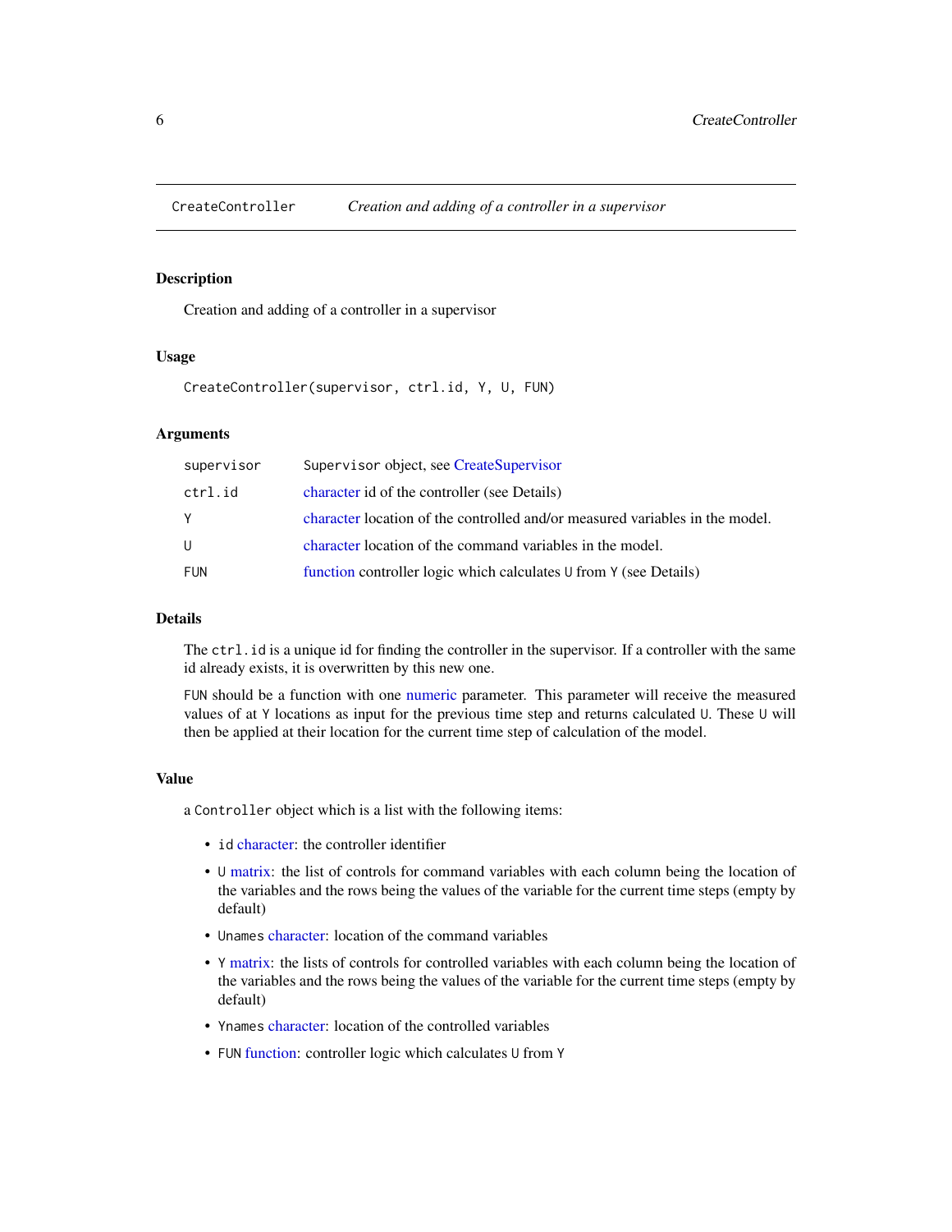## CreateController — *Creation and adding of a controller in a supervisor*

### Description

Creation and adding of a controller in a supervisor

### Usage

```
CreateController(supervisor, ctrl.id, Y, U, FUN)
```

### Arguments

| Argument | Description |
|---|---|
| `supervisor` | `Supervisor` object, see CreateSupervisor |
| `ctrl.id` | character id of the controller (see Details) |
| `Y` | character location of the controlled and/or measured variables in the model. |
| `U` | character location of the command variables in the model. |
| `FUN` | function controller logic which calculates `U` from `Y` (see Details) |

### Details

The `ctrl.id` is a unique id for finding the controller in the supervisor. If a controller with the same id already exists, it is overwritten by this new one.

`FUN` should be a function with one numeric parameter. This parameter will receive the measured values of at `Y` locations as input for the previous time step and returns calculated `U`. These `U` will then be applied at their location for the current time step of calculation of the model.

### Value

a `Controller` object which is a list with the following items:

- `id` character: the controller identifier
- `U` matrix: the list of controls for command variables with each column being the location of the variables and the rows being the values of the variable for the current time steps (empty by default)
- `Unames` character: location of the command variables
- `Y` matrix: the lists of controls for controlled variables with each column being the location of the variables and the rows being the values of the variable for the current time steps (empty by default)
- `Ynames` character: location of the controlled variables
- `FUN` function: controller logic which calculates `U` from `Y`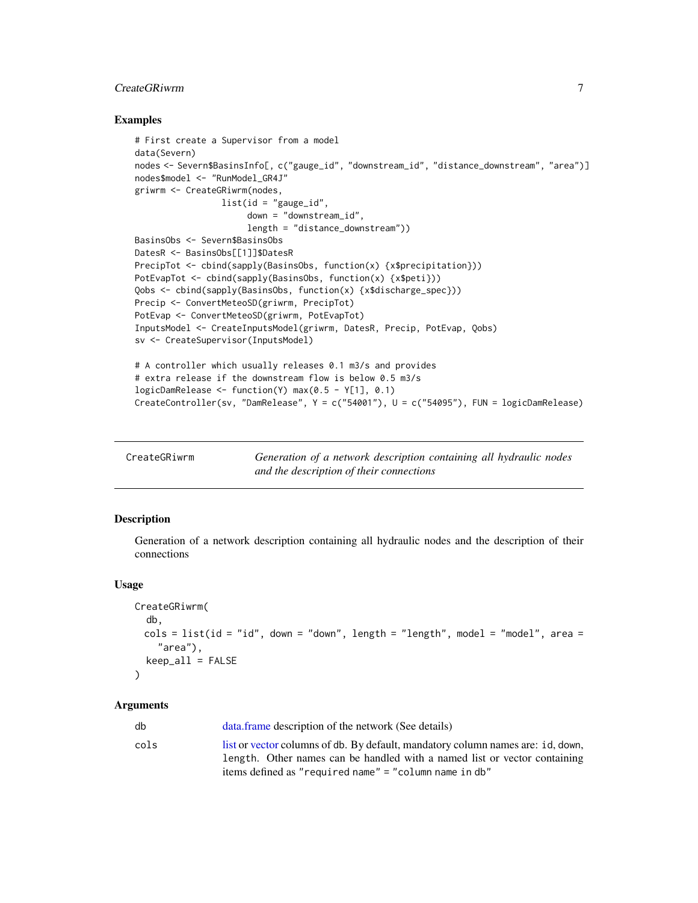### Examples

```
# First create a Supervisor from a model
data(Severn)
nodes <- Severn$BasinsInfo[, c("gauge_id", "downstream_id", "distance_downstream", "area")]
nodes$model <- "RunModel_GR4J"
griwrm <- CreateGRiwrm(nodes,
                 list(id = "gauge_id",
                      down = "downstream_id",
                      length = "distance_downstream"))
BasinsObs <- Severn$BasinsObs
DatesR <- BasinsObs[[1]]$DatesR
PrecipTot <- cbind(sapply(BasinsObs, function(x) {x$precipitation}))
PotEvapTot <- cbind(sapply(BasinsObs, function(x) {x$peti}))
Qobs <- cbind(sapply(BasinsObs, function(x) {x$discharge_spec}))
Precip <- ConvertMeteoSD(griwrm, PrecipTot)
PotEvap <- ConvertMeteoSD(griwrm, PotEvapTot)
InputsModel <- CreateInputsModel(griwrm, DatesR, Precip, PotEvap, Qobs)
sv <- CreateSupervisor(InputsModel)

# A controller which usually releases 0.1 m3/s and provides
# extra release if the downstream flow is below 0.5 m3/s
logicDamRelease <- function(Y) max(0.5 - Y[1], 0.1)
CreateController(sv, "DamRelease", Y = c("54001"), U = c("54095"), FUN = logicDamRelease)
```

## CreateGRiwrm — *Generation of a network description containing all hydraulic nodes and the description of their connections*

### Description

Generation of a network description containing all hydraulic nodes and the description of their connections

### Usage

```
CreateGRiwrm(
  db,
  cols = list(id = "id", down = "down", length = "length", model = "model", area =
    "area"),
  keep_all = FALSE
)
```

### Arguments

| | |
|---|---|
| db | data.frame description of the network (See details) |
| cols | list or vector columns of db. By default, mandatory column names are: id, down, length. Other names can be handled with a named list or vector containing items defined as "required name" = "column name in db" |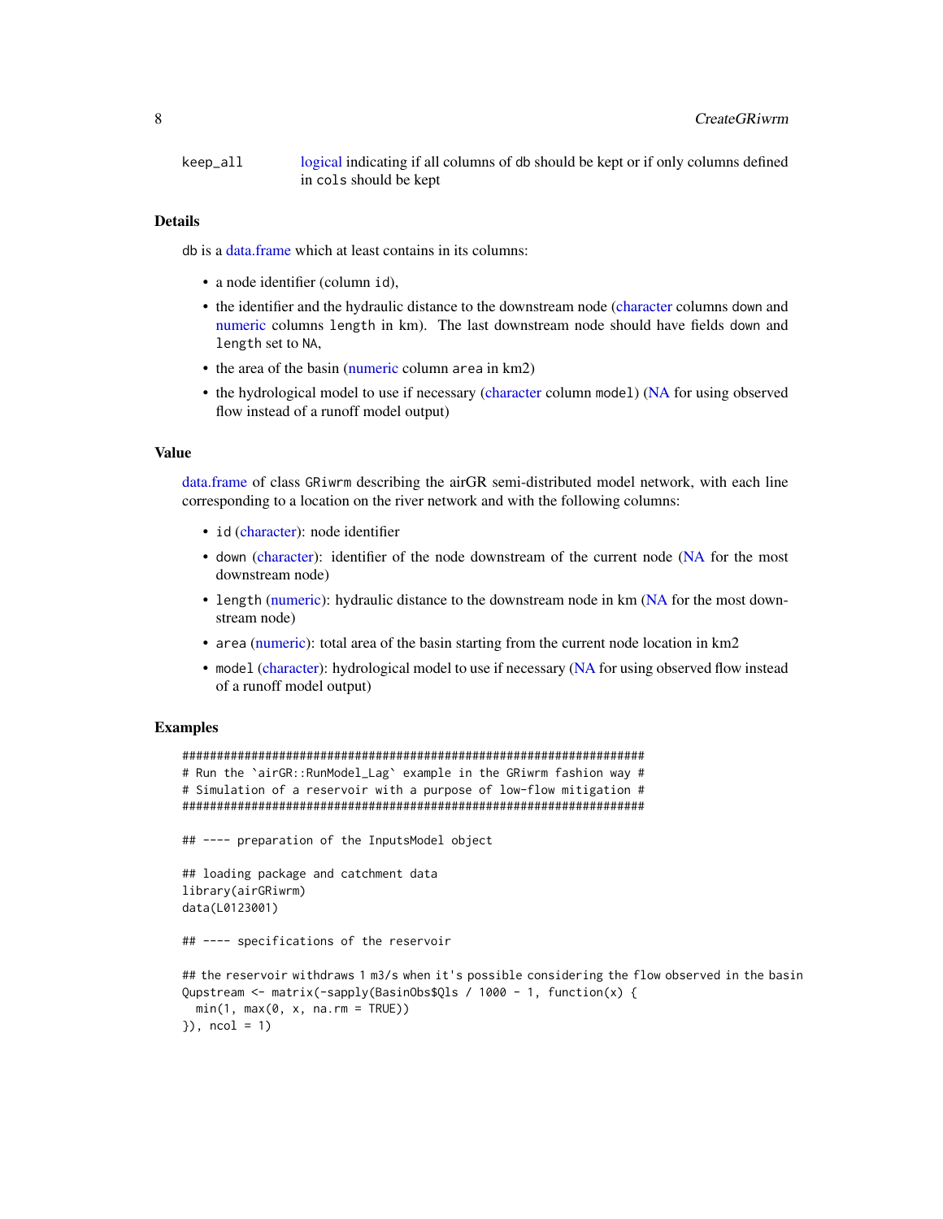keep_all	logical indicating if all columns of db should be kept or if only columns defined in cols should be kept

### Details

db is a data.frame which at least contains in its columns:

- a node identifier (column id),
- the identifier and the hydraulic distance to the downstream node (character columns down and numeric columns length in km). The last downstream node should have fields down and length set to NA,
- the area of the basin (numeric column area in km2)
- the hydrological model to use if necessary (character column model) (NA for using observed flow instead of a runoff model output)

### Value

data.frame of class GRiwrm describing the airGR semi-distributed model network, with each line corresponding to a location on the river network and with the following columns:

- id (character): node identifier
- down (character): identifier of the node downstream of the current node (NA for the most downstream node)
- length (numeric): hydraulic distance to the downstream node in km (NA for the most downstream node)
- area (numeric): total area of the basin starting from the current node location in km2
- model (character): hydrological model to use if necessary (NA for using observed flow instead of a runoff model output)

### Examples

```
###################################################################
# Run the `airGR::RunModel_Lag` example in the GRiwrm fashion way #
# Simulation of a reservoir with a purpose of low-flow mitigation #
###################################################################

## ---- preparation of the InputsModel object

## loading package and catchment data
library(airGRiwrm)
data(L0123001)

## ---- specifications of the reservoir

## the reservoir withdraws 1 m3/s when it's possible considering the flow observed in the basin
Qupstream <- matrix(-sapply(BasinObs$Qls / 1000 - 1, function(x) {
  min(1, max(0, x, na.rm = TRUE))
}), ncol = 1)
```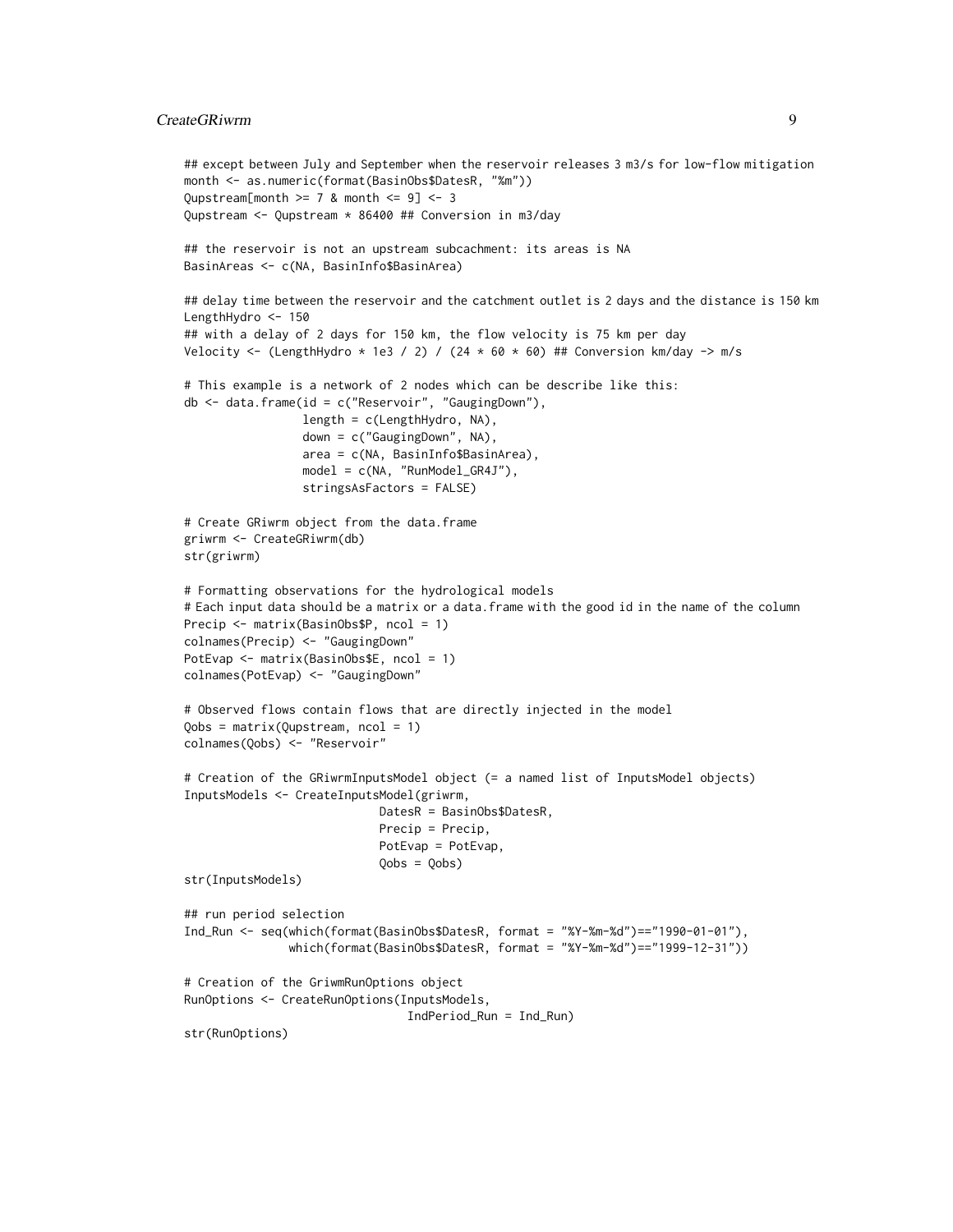```
## except between July and September when the reservoir releases 3 m3/s for low-flow mitigation
month <- as.numeric(format(BasinObs$DatesR, "%m"))
Qupstream[month >= 7 & month <= 9] <- 3
Qupstream <- Qupstream * 86400 ## Conversion in m3/day

## the reservoir is not an upstream subcachment: its areas is NA
BasinAreas <- c(NA, BasinInfo$BasinArea)

## delay time between the reservoir and the catchment outlet is 2 days and the distance is 150 km
LengthHydro <- 150
## with a delay of 2 days for 150 km, the flow velocity is 75 km per day
Velocity <- (LengthHydro * 1e3 / 2) / (24 * 60 * 60) ## Conversion km/day -> m/s

# This example is a network of 2 nodes which can be describe like this:
db <- data.frame(id = c("Reservoir", "GaugingDown"),
                 length = c(LengthHydro, NA),
                 down = c("GaugingDown", NA),
                 area = c(NA, BasinInfo$BasinArea),
                 model = c(NA, "RunModel_GR4J"),
                 stringsAsFactors = FALSE)

# Create GRiwrm object from the data.frame
griwrm <- CreateGRiwrm(db)
str(griwrm)

# Formatting observations for the hydrological models
# Each input data should be a matrix or a data.frame with the good id in the name of the column
Precip <- matrix(BasinObs$P, ncol = 1)
colnames(Precip) <- "GaugingDown"
PotEvap <- matrix(BasinObs$E, ncol = 1)
colnames(PotEvap) <- "GaugingDown"

# Observed flows contain flows that are directly injected in the model
Qobs = matrix(Qupstream, ncol = 1)
colnames(Qobs) <- "Reservoir"

# Creation of the GRiwrmInputsModel object (= a named list of InputsModel objects)
InputsModels <- CreateInputsModel(griwrm,
                            DatesR = BasinObs$DatesR,
                            Precip = Precip,
                            PotEvap = PotEvap,
                            Qobs = Qobs)
str(InputsModels)

## run period selection
Ind_Run <- seq(which(format(BasinObs$DatesR, format = "%Y-%m-%d")=="1990-01-01"),
               which(format(BasinObs$DatesR, format = "%Y-%m-%d")=="1999-12-31"))

# Creation of the GriwmRunOptions object
RunOptions <- CreateRunOptions(InputsModels,
                                IndPeriod_Run = Ind_Run)
str(RunOptions)
```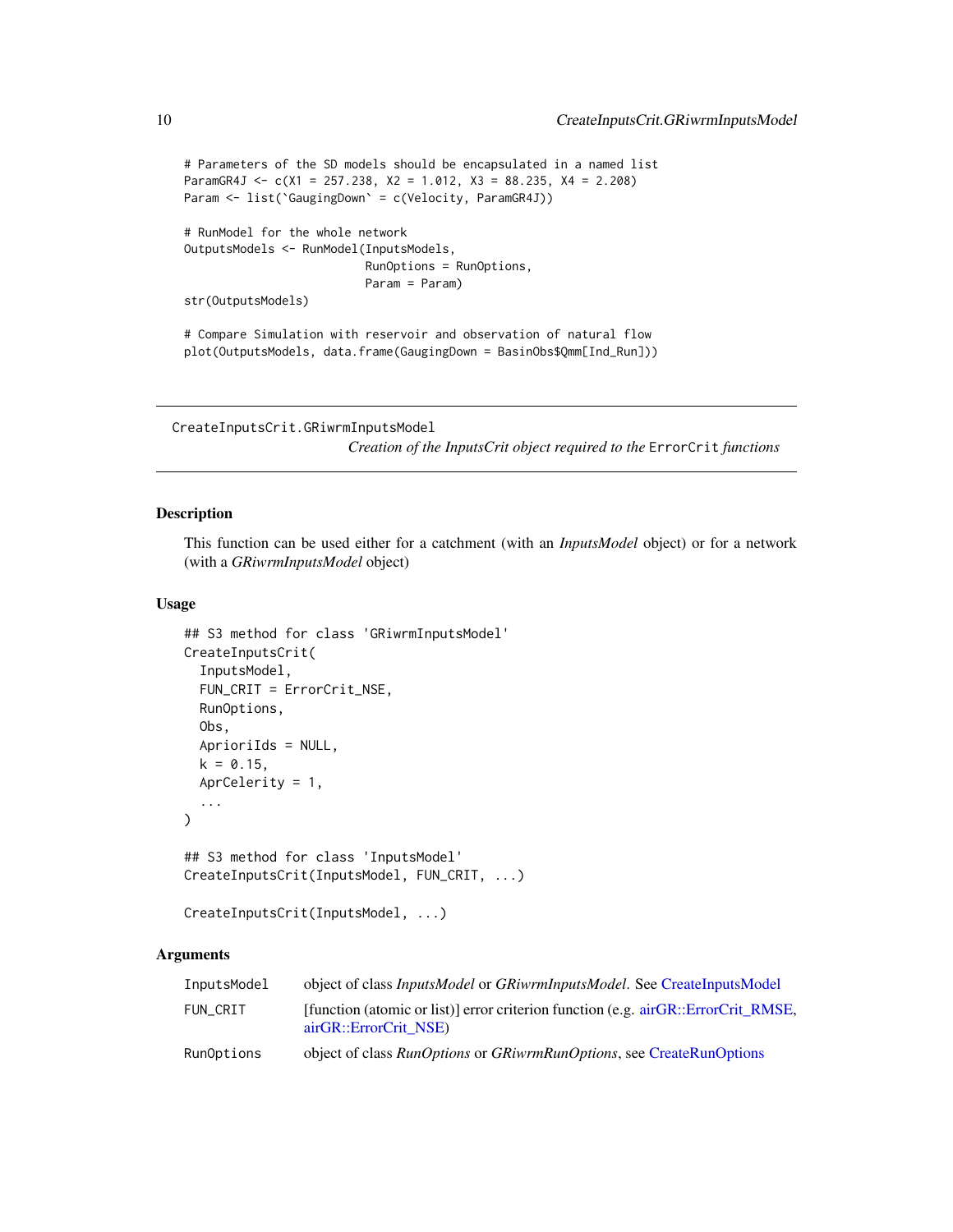```
# Parameters of the SD models should be encapsulated in a named list
ParamGR4J <- c(X1 = 257.238, X2 = 1.012, X3 = 88.235, X4 = 2.208)
Param <- list(`GaugingDown` = c(Velocity, ParamGR4J))

# RunModel for the whole network
OutputsModels <- RunModel(InputsModels,
                          RunOptions = RunOptions,
                          Param = Param)
str(OutputsModels)

# Compare Simulation with reservoir and observation of natural flow
plot(OutputsModels, data.frame(GaugingDown = BasinObs$Qmm[Ind_Run]))
```

---

## CreateInputsCrit.GRiwrmInputsModel

*Creation of the InputsCrit object required to the* `ErrorCrit` *functions*

---

### Description

This function can be used either for a catchment (with an *InputsModel* object) or for a network (with a *GRiwrmInputsModel* object)

### Usage

```
## S3 method for class 'GRiwrmInputsModel'
CreateInputsCrit(
  InputsModel,
  FUN_CRIT = ErrorCrit_NSE,
  RunOptions,
  Obs,
  AprioriIds = NULL,
  k = 0.15,
  AprCelerity = 1,
  ...
)

## S3 method for class 'InputsModel'
CreateInputsCrit(InputsModel, FUN_CRIT, ...)

CreateInputsCrit(InputsModel, ...)
```

### Arguments

| | |
|---|---|
| `InputsModel` | object of class *InputsModel* or *GRiwrmInputsModel*. See CreateInputsModel |
| `FUN_CRIT` | [function (atomic or list)] error criterion function (e.g. airGR::ErrorCrit_RMSE, airGR::ErrorCrit_NSE) |
| `RunOptions` | object of class *RunOptions* or *GRiwrmRunOptions*, see CreateRunOptions |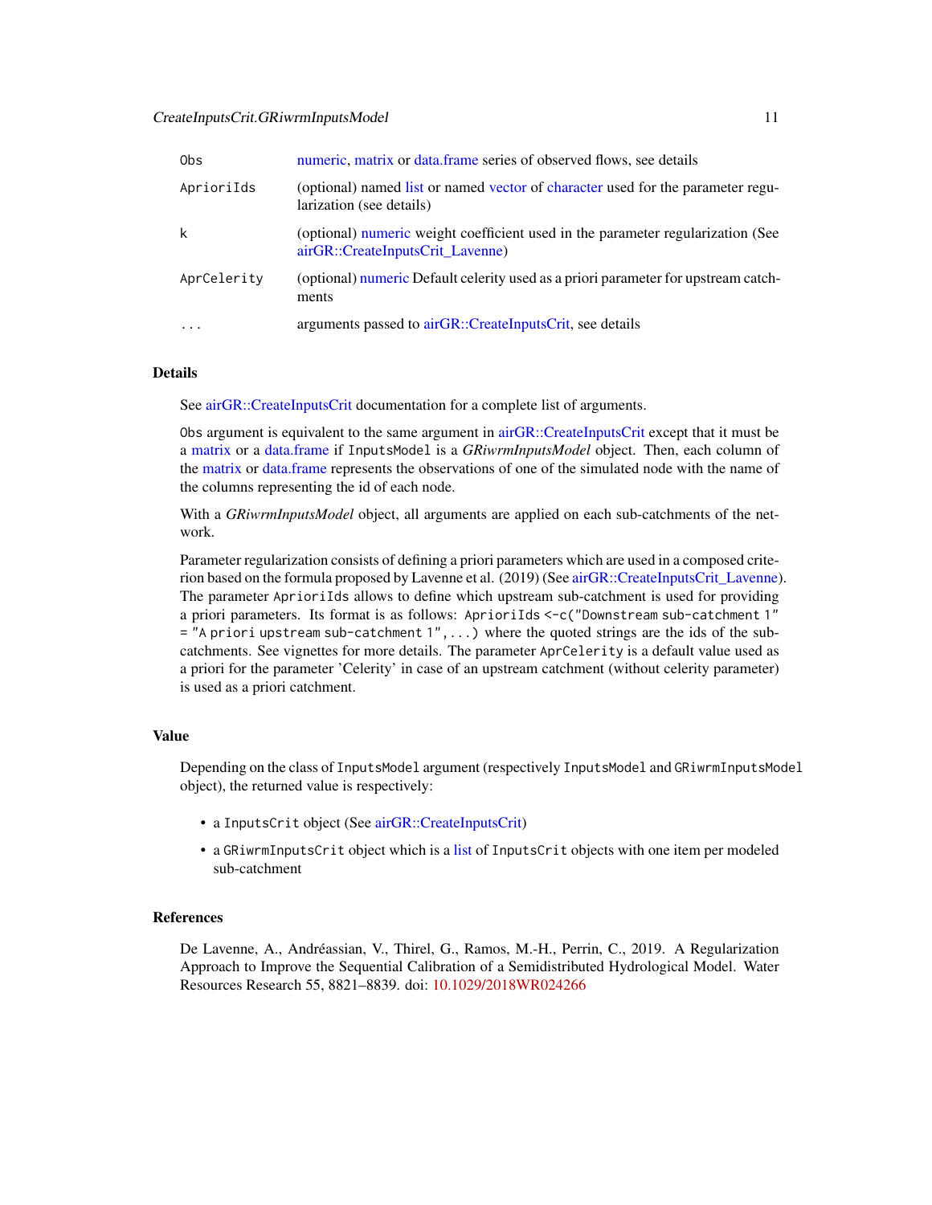| | |
|---|---|
| Obs | numeric, matrix or data.frame series of observed flows, see details |
| AprioriIds | (optional) named list or named vector of character used for the parameter regularization (see details) |
| k | (optional) numeric weight coefficient used in the parameter regularization (See airGR::CreateInputsCrit_Lavenne) |
| AprCelerity | (optional) numeric Default celerity used as a priori parameter for upstream catchments |
| ... | arguments passed to airGR::CreateInputsCrit, see details |

## Details

See airGR::CreateInputsCrit documentation for a complete list of arguments.

Obs argument is equivalent to the same argument in airGR::CreateInputsCrit except that it must be a matrix or a data.frame if InputsModel is a *GRiwrmInputsModel* object. Then, each column of the matrix or data.frame represents the observations of one of the simulated node with the name of the columns representing the id of each node.

With a *GRiwrmInputsModel* object, all arguments are applied on each sub-catchments of the network.

Parameter regularization consists of defining a priori parameters which are used in a composed criterion based on the formula proposed by Lavenne et al. (2019) (See airGR::CreateInputsCrit_Lavenne). The parameter AprioriIds allows to define which upstream sub-catchment is used for providing a priori parameters. Its format is as follows: `AprioriIds <-c("Downstream sub-catchment 1" = "A priori upstream sub-catchment 1",...)` where the quoted strings are the ids of the sub-catchments. See vignettes for more details. The parameter AprCelerity is a default value used as a priori for the parameter 'Celerity' in case of an upstream catchment (without celerity parameter) is used as a priori catchment.

## Value

Depending on the class of InputsModel argument (respectively InputsModel and GRiwrmInputsModel object), the returned value is respectively:

- a InputsCrit object (See airGR::CreateInputsCrit)
- a GRiwrmInputsCrit object which is a list of InputsCrit objects with one item per modeled sub-catchment

## References

De Lavenne, A., Andréassian, V., Thirel, G., Ramos, M.-H., Perrin, C., 2019. A Regularization Approach to Improve the Sequential Calibration of a Semidistributed Hydrological Model. Water Resources Research 55, 8821–8839. doi: 10.1029/2018WR024266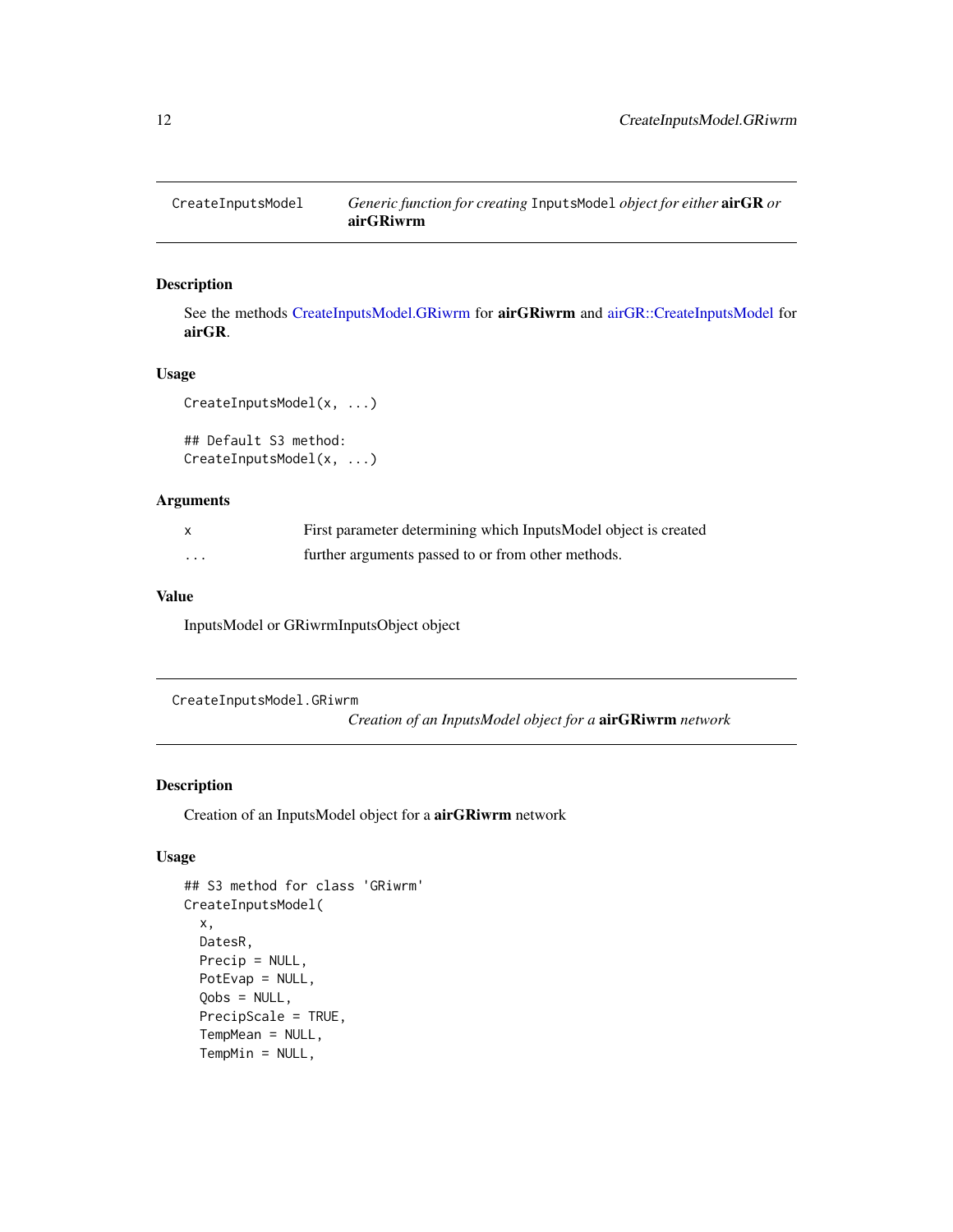CreateInputsModel *Generic function for creating* `InputsModel` *object for either* **airGR** *or* **airGRiwrm**

## Description

See the methods CreateInputsModel.GRiwrm for **airGRiwrm** and airGR::CreateInputsModel for **airGR**.

## Usage

```
CreateInputsModel(x, ...)

## Default S3 method:
CreateInputsModel(x, ...)
```

## Arguments

| | |
|---|---|
| x | First parameter determining which InputsModel object is created |
| ... | further arguments passed to or from other methods. |

## Value

InputsModel or GRiwrmInputsObject object

---

CreateInputsModel.GRiwrm *Creation of an InputsModel object for a* **airGRiwrm** *network*

## Description

Creation of an InputsModel object for a **airGRiwrm** network

## Usage

```
## S3 method for class 'GRiwrm'
CreateInputsModel(
  x,
  DatesR,
  Precip = NULL,
  PotEvap = NULL,
  Qobs = NULL,
  PrecipScale = TRUE,
  TempMean = NULL,
  TempMin = NULL,
```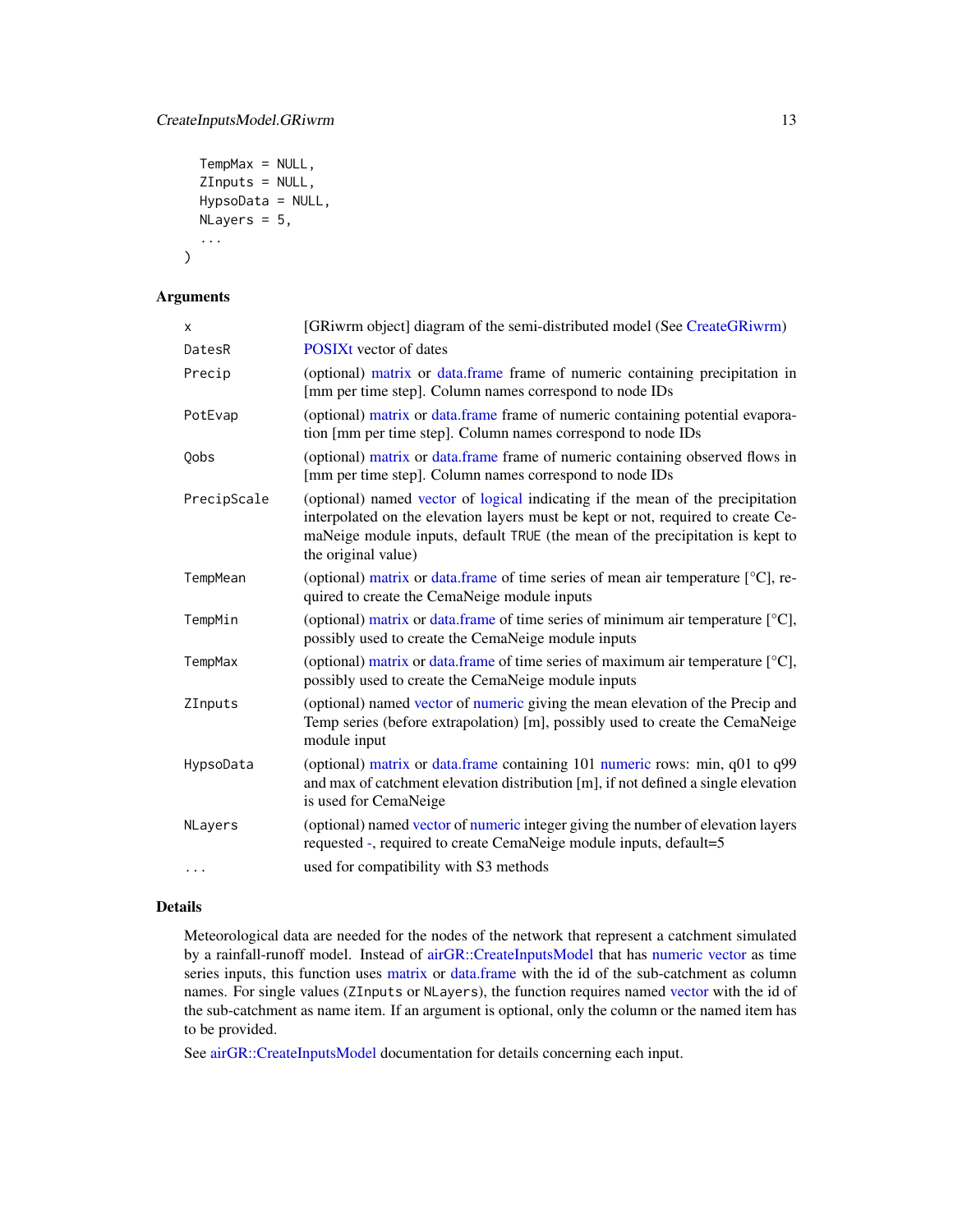```
  TempMax = NULL,
  ZInputs = NULL,
  HypsoData = NULL,
  NLayers = 5,
  ...
)
```

## Arguments

| | |
|---|---|
| x | [GRiwrm object] diagram of the semi-distributed model (See CreateGRiwrm) |
| DatesR | POSIXt vector of dates |
| Precip | (optional) matrix or data.frame frame of numeric containing precipitation in [mm per time step]. Column names correspond to node IDs |
| PotEvap | (optional) matrix or data.frame frame of numeric containing potential evaporation [mm per time step]. Column names correspond to node IDs |
| Qobs | (optional) matrix or data.frame frame of numeric containing observed flows in [mm per time step]. Column names correspond to node IDs |
| PrecipScale | (optional) named vector of logical indicating if the mean of the precipitation interpolated on the elevation layers must be kept or not, required to create CemaNeige module inputs, default TRUE (the mean of the precipitation is kept to the original value) |
| TempMean | (optional) matrix or data.frame of time series of mean air temperature [°C], required to create the CemaNeige module inputs |
| TempMin | (optional) matrix or data.frame of time series of minimum air temperature [°C], possibly used to create the CemaNeige module inputs |
| TempMax | (optional) matrix or data.frame of time series of maximum air temperature [°C], possibly used to create the CemaNeige module inputs |
| ZInputs | (optional) named vector of numeric giving the mean elevation of the Precip and Temp series (before extrapolation) [m], possibly used to create the CemaNeige module input |
| HypsoData | (optional) matrix or data.frame containing 101 numeric rows: min, q01 to q99 and max of catchment elevation distribution [m], if not defined a single elevation is used for CemaNeige |
| NLayers | (optional) named vector of numeric integer giving the number of elevation layers requested -, required to create CemaNeige module inputs, default=5 |
| ... | used for compatibility with S3 methods |

## Details

Meteorological data are needed for the nodes of the network that represent a catchment simulated by a rainfall-runoff model. Instead of airGR::CreateInputsModel that has numeric vector as time series inputs, this function uses matrix or data.frame with the id of the sub-catchment as column names. For single values (ZInputs or NLayers), the function requires named vector with the id of the sub-catchment as name item. If an argument is optional, only the column or the named item has to be provided.

See airGR::CreateInputsModel documentation for details concerning each input.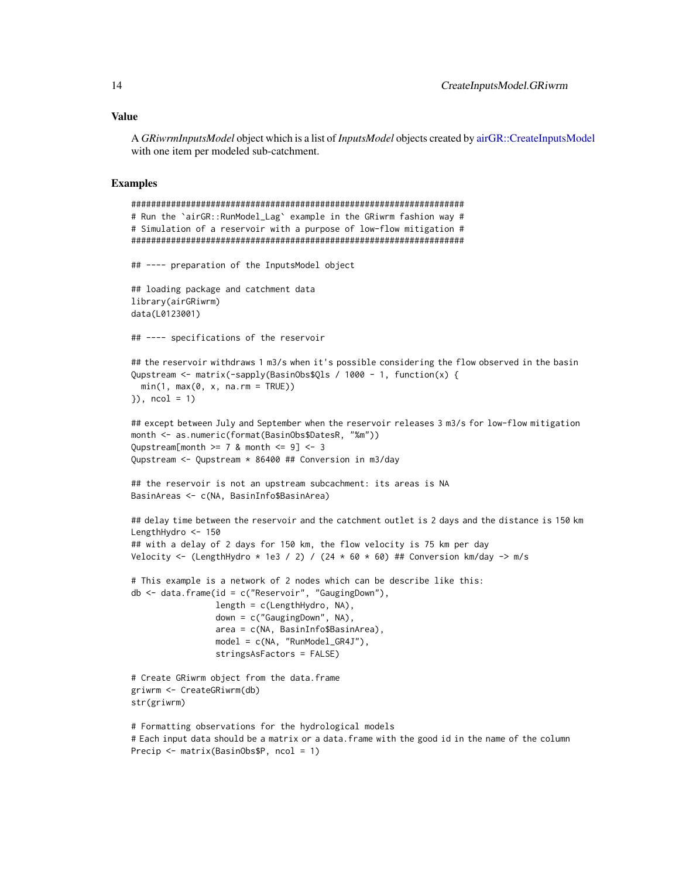### Value

A *GRiwrmInputsModel* object which is a list of *InputsModel* objects created by airGR::CreateInputsModel with one item per modeled sub-catchment.

### Examples

```
###################################################################
# Run the `airGR::RunModel_Lag` example in the GRiwrm fashion way #
# Simulation of a reservoir with a purpose of low-flow mitigation #
###################################################################

## ---- preparation of the InputsModel object

## loading package and catchment data
library(airGRiwrm)
data(L0123001)

## ---- specifications of the reservoir

## the reservoir withdraws 1 m3/s when it's possible considering the flow observed in the basin
Qupstream <- matrix(-sapply(BasinObs$Qls / 1000 - 1, function(x) {
  min(1, max(0, x, na.rm = TRUE))
}), ncol = 1)

## except between July and September when the reservoir releases 3 m3/s for low-flow mitigation
month <- as.numeric(format(BasinObs$DatesR, "%m"))
Qupstream[month >= 7 & month <= 9] <- 3
Qupstream <- Qupstream * 86400 ## Conversion in m3/day

## the reservoir is not an upstream subcachment: its areas is NA
BasinAreas <- c(NA, BasinInfo$BasinArea)

## delay time between the reservoir and the catchment outlet is 2 days and the distance is 150 km
LengthHydro <- 150
## with a delay of 2 days for 150 km, the flow velocity is 75 km per day
Velocity <- (LengthHydro * 1e3 / 2) / (24 * 60 * 60) ## Conversion km/day -> m/s

# This example is a network of 2 nodes which can be describe like this:
db <- data.frame(id = c("Reservoir", "GaugingDown"),
                 length = c(LengthHydro, NA),
                 down = c("GaugingDown", NA),
                 area = c(NA, BasinInfo$BasinArea),
                 model = c(NA, "RunModel_GR4J"),
                 stringsAsFactors = FALSE)

# Create GRiwrm object from the data.frame
griwrm <- CreateGRiwrm(db)
str(griwrm)

# Formatting observations for the hydrological models
# Each input data should be a matrix or a data.frame with the good id in the name of the column
Precip <- matrix(BasinObs$P, ncol = 1)
```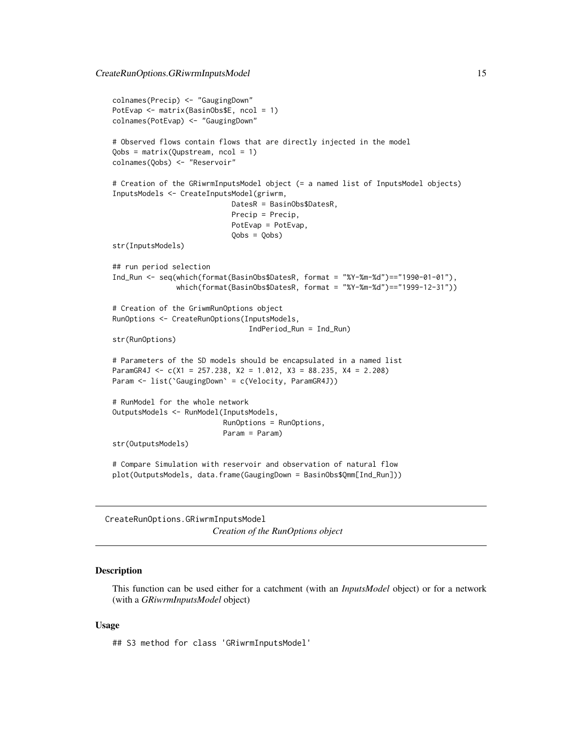```
colnames(Precip) <- "GaugingDown"
PotEvap <- matrix(BasinObs$E, ncol = 1)
colnames(PotEvap) <- "GaugingDown"

# Observed flows contain flows that are directly injected in the model
Qobs = matrix(Qupstream, ncol = 1)
colnames(Qobs) <- "Reservoir"

# Creation of the GRiwrmInputsModel object (= a named list of InputsModel objects)
InputsModels <- CreateInputsModel(griwrm,
                            DatesR = BasinObs$DatesR,
                            Precip = Precip,
                            PotEvap = PotEvap,
                            Qobs = Qobs)
str(InputsModels)

## run period selection
Ind_Run <- seq(which(format(BasinObs$DatesR, format = "%Y-%m-%d")=="1990-01-01"),
               which(format(BasinObs$DatesR, format = "%Y-%m-%d")=="1999-12-31"))

# Creation of the GriwmRunOptions object
RunOptions <- CreateRunOptions(InputsModels,
                                  IndPeriod_Run = Ind_Run)
str(RunOptions)

# Parameters of the SD models should be encapsulated in a named list
ParamGR4J <- c(X1 = 257.238, X2 = 1.012, X3 = 88.235, X4 = 2.208)
Param <- list(`GaugingDown` = c(Velocity, ParamGR4J))

# RunModel for the whole network
OutputsModels <- RunModel(InputsModels,
                          RunOptions = RunOptions,
                          Param = Param)
str(OutputsModels)

# Compare Simulation with reservoir and observation of natural flow
plot(OutputsModels, data.frame(GaugingDown = BasinObs$Qmm[Ind_Run]))
```

---

## CreateRunOptions.GRiwrmInputsModel

*Creation of the RunOptions object*

### Description

This function can be used either for a catchment (with an *InputsModel* object) or for a network (with a *GRiwrmInputsModel* object)

### Usage

```
## S3 method for class 'GRiwrmInputsModel'
```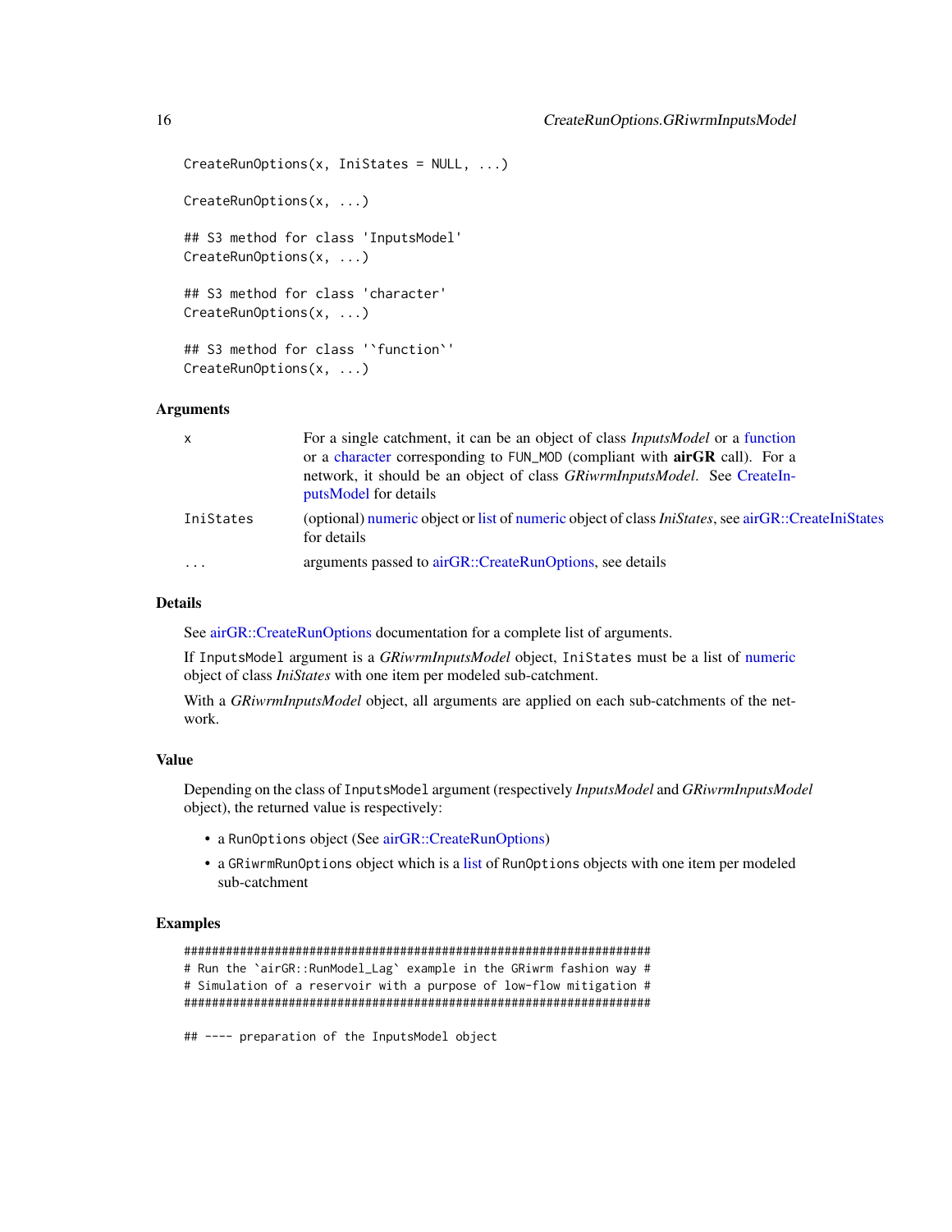```
CreateRunOptions(x, IniStates = NULL, ...)

CreateRunOptions(x, ...)

## S3 method for class 'InputsModel'
CreateRunOptions(x, ...)

## S3 method for class 'character'
CreateRunOptions(x, ...)

## S3 method for class '`function`'
CreateRunOptions(x, ...)
```

### Arguments

| | |
|---|---|
| x | For a single catchment, it can be an object of class *InputsModel* or a function or a character corresponding to FUN_MOD (compliant with **airGR** call). For a network, it should be an object of class *GRiwrmInputsModel*. See CreateInputsModel for details |
| IniStates | (optional) numeric object or list of numeric object of class *IniStates*, see airGR::CreateIniStates for details |
| ... | arguments passed to airGR::CreateRunOptions, see details |

### Details

See airGR::CreateRunOptions documentation for a complete list of arguments.

If InputsModel argument is a *GRiwrmInputsModel* object, IniStates must be a list of numeric object of class *IniStates* with one item per modeled sub-catchment.

With a *GRiwrmInputsModel* object, all arguments are applied on each sub-catchments of the network.

### Value

Depending on the class of InputsModel argument (respectively *InputsModel* and *GRiwrmInputsModel* object), the returned value is respectively:

- a RunOptions object (See airGR::CreateRunOptions)
- a GRiwrmRunOptions object which is a list of RunOptions objects with one item per modeled sub-catchment

### Examples

```
###################################################################
# Run the `airGR::RunModel_Lag` example in the GRiwrm fashion way #
# Simulation of a reservoir with a purpose of low-flow mitigation #
###################################################################

## ---- preparation of the InputsModel object
```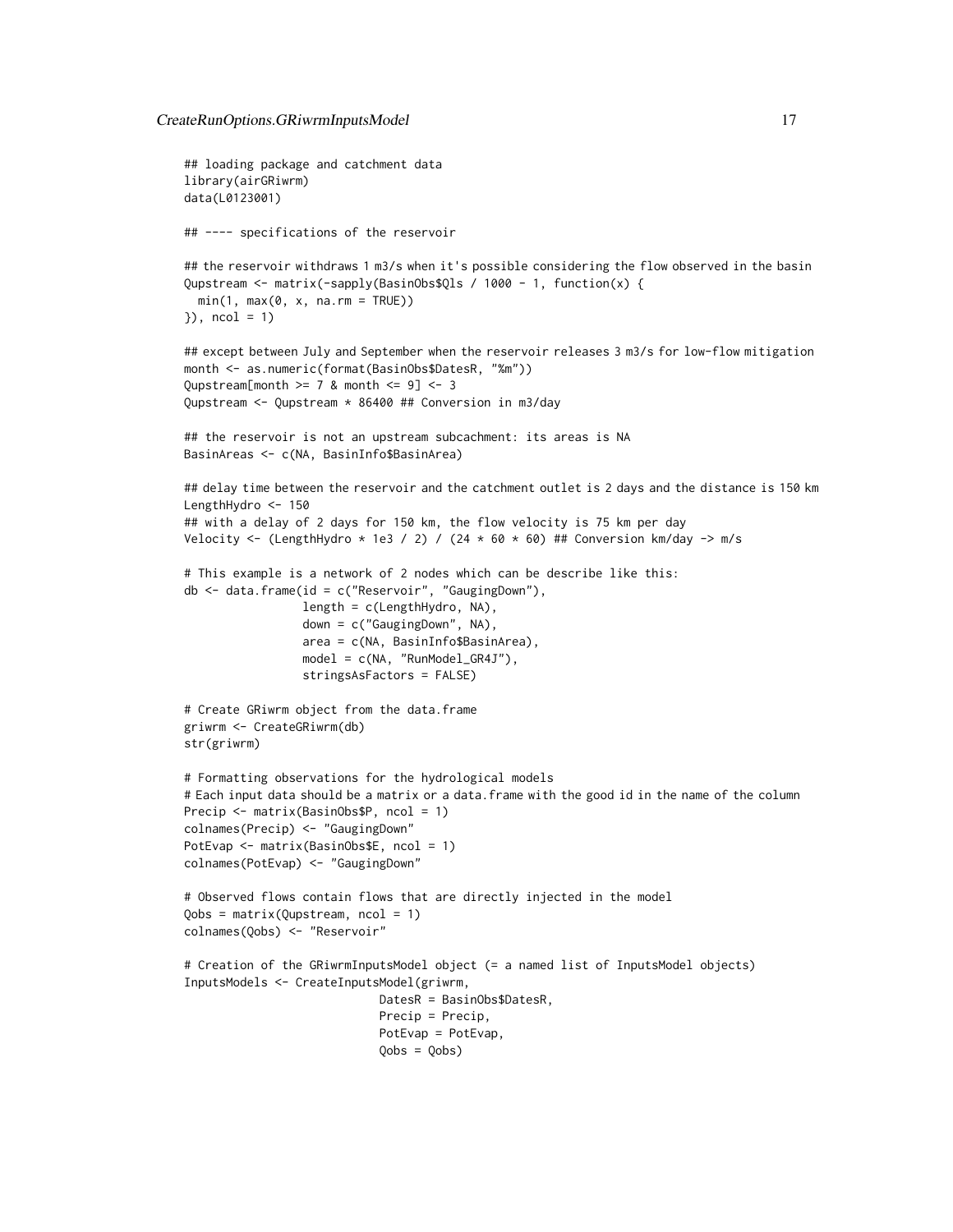```
## loading package and catchment data
library(airGRiwrm)
data(L0123001)

## ---- specifications of the reservoir

## the reservoir withdraws 1 m3/s when it's possible considering the flow observed in the basin
Qupstream <- matrix(-sapply(BasinObs$Qls / 1000 - 1, function(x) {
  min(1, max(0, x, na.rm = TRUE))
}), ncol = 1)

## except between July and September when the reservoir releases 3 m3/s for low-flow mitigation
month <- as.numeric(format(BasinObs$DatesR, "%m"))
Qupstream[month >= 7 & month <= 9] <- 3
Qupstream <- Qupstream * 86400 ## Conversion in m3/day

## the reservoir is not an upstream subcachment: its areas is NA
BasinAreas <- c(NA, BasinInfo$BasinArea)

## delay time between the reservoir and the catchment outlet is 2 days and the distance is 150 km
LengthHydro <- 150
## with a delay of 2 days for 150 km, the flow velocity is 75 km per day
Velocity <- (LengthHydro * 1e3 / 2) / (24 * 60 * 60) ## Conversion km/day -> m/s

# This example is a network of 2 nodes which can be describe like this:
db <- data.frame(id = c("Reservoir", "GaugingDown"),
                 length = c(LengthHydro, NA),
                 down = c("GaugingDown", NA),
                 area = c(NA, BasinInfo$BasinArea),
                 model = c(NA, "RunModel_GR4J"),
                 stringsAsFactors = FALSE)

# Create GRiwrm object from the data.frame
griwrm <- CreateGRiwrm(db)
str(griwrm)

# Formatting observations for the hydrological models
# Each input data should be a matrix or a data.frame with the good id in the name of the column
Precip <- matrix(BasinObs$P, ncol = 1)
colnames(Precip) <- "GaugingDown"
PotEvap <- matrix(BasinObs$E, ncol = 1)
colnames(PotEvap) <- "GaugingDown"

# Observed flows contain flows that are directly injected in the model
Qobs = matrix(Qupstream, ncol = 1)
colnames(Qobs) <- "Reservoir"

# Creation of the GRiwrmInputsModel object (= a named list of InputsModel objects)
InputsModels <- CreateInputsModel(griwrm,
                            DatesR = BasinObs$DatesR,
                            Precip = Precip,
                            PotEvap = PotEvap,
                            Qobs = Qobs)
```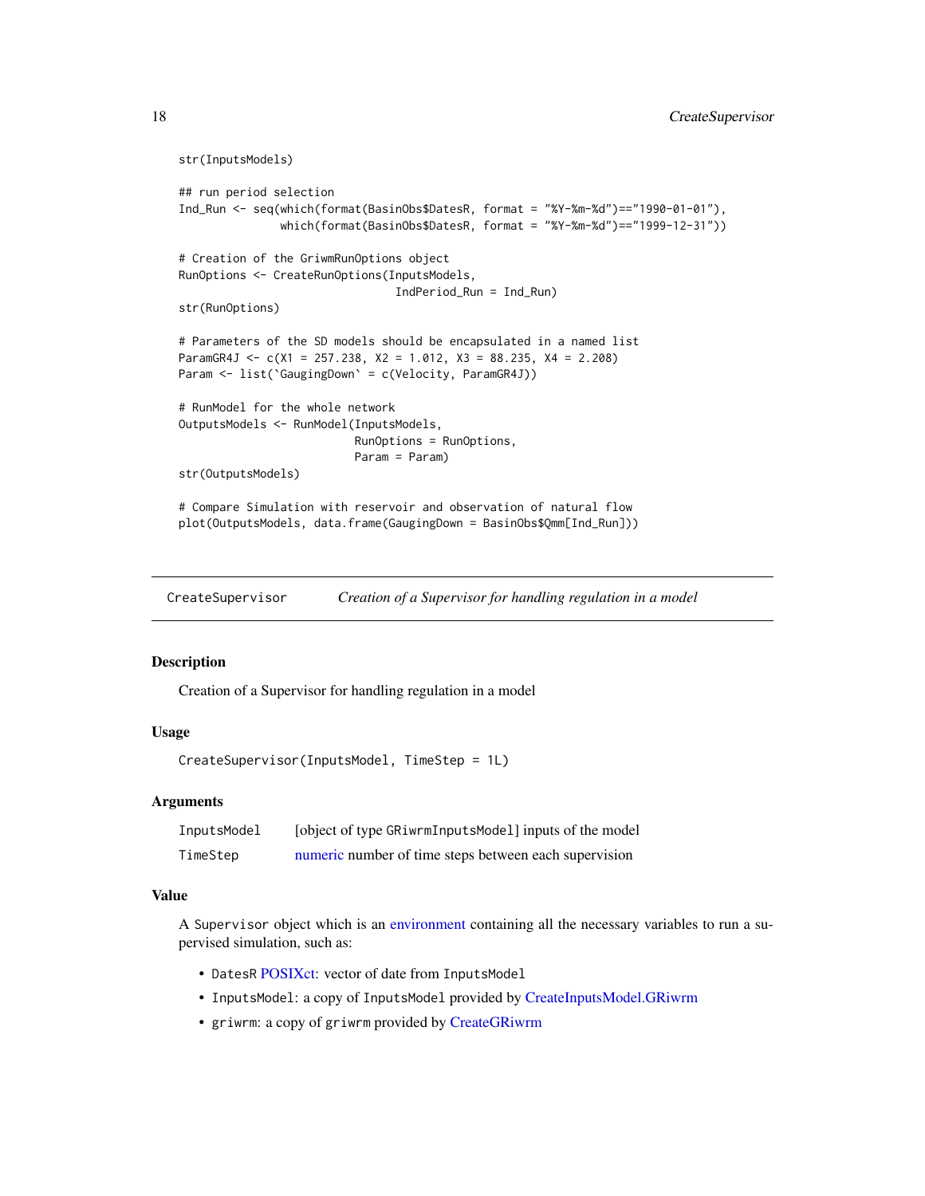```
str(InputsModels)

## run period selection
Ind_Run <- seq(which(format(BasinObs$DatesR, format = "%Y-%m-%d")=="1990-01-01"),
               which(format(BasinObs$DatesR, format = "%Y-%m-%d")=="1999-12-31"))

# Creation of the GriwmRunOptions object
RunOptions <- CreateRunOptions(InputsModels,
                               IndPeriod_Run = Ind_Run)
str(RunOptions)

# Parameters of the SD models should be encapsulated in a named list
ParamGR4J <- c(X1 = 257.238, X2 = 1.012, X3 = 88.235, X4 = 2.208)
Param <- list(`GaugingDown` = c(Velocity, ParamGR4J))

# RunModel for the whole network
OutputsModels <- RunModel(InputsModels,
                          RunOptions = RunOptions,
                          Param = Param)
str(OutputsModels)

# Compare Simulation with reservoir and observation of natural flow
plot(OutputsModels, data.frame(GaugingDown = BasinObs$Qmm[Ind_Run]))
```

---

## CreateSupervisor — *Creation of a Supervisor for handling regulation in a model*

### Description

Creation of a Supervisor for handling regulation in a model

### Usage

```
CreateSupervisor(InputsModel, TimeStep = 1L)
```

### Arguments

| | |
|---|---|
| InputsModel | [object of type GRiwrmInputsModel] inputs of the model |
| TimeStep | numeric number of time steps between each supervision |

### Value

A Supervisor object which is an environment containing all the necessary variables to run a supervised simulation, such as:

- DatesR POSIXct: vector of date from InputsModel
- InputsModel: a copy of InputsModel provided by CreateInputsModel.GRiwrm
- griwrm: a copy of griwrm provided by CreateGRiwrm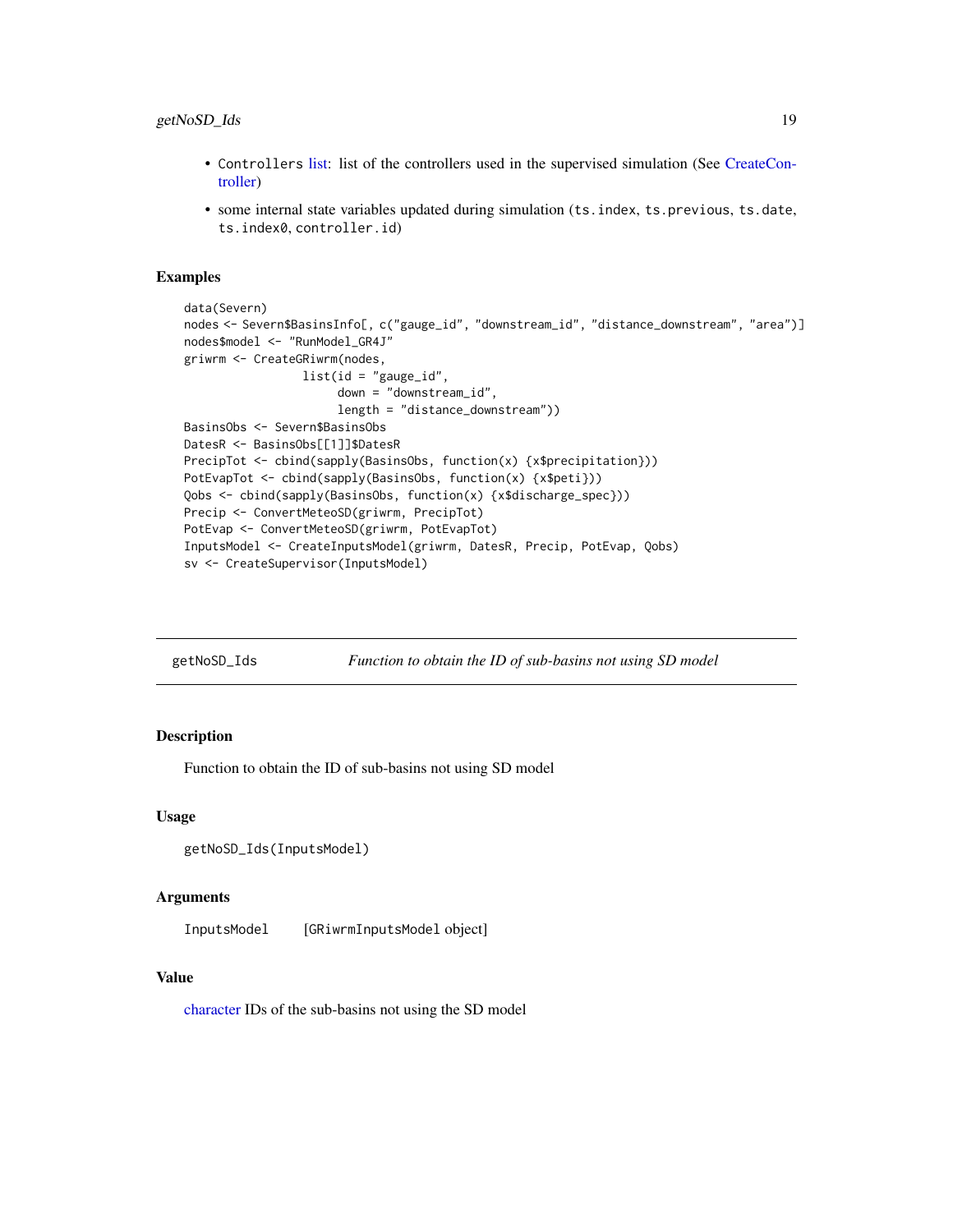- `Controllers` list: list of the controllers used in the supervised simulation (See CreateController)
- some internal state variables updated during simulation (`ts.index`, `ts.previous`, `ts.date`, `ts.index0`, `controller.id`)

## Examples

```
data(Severn)
nodes <- Severn$BasinsInfo[, c("gauge_id", "downstream_id", "distance_downstream", "area")]
nodes$model <- "RunModel_GR4J"
griwrm <- CreateGRiwrm(nodes,
                 list(id = "gauge_id",
                      down = "downstream_id",
                      length = "distance_downstream"))
BasinsObs <- Severn$BasinsObs
DatesR <- BasinsObs[[1]]$DatesR
PrecipTot <- cbind(sapply(BasinsObs, function(x) {x$precipitation}))
PotEvapTot <- cbind(sapply(BasinsObs, function(x) {x$peti}))
Qobs <- cbind(sapply(BasinsObs, function(x) {x$discharge_spec}))
Precip <- ConvertMeteoSD(griwrm, PrecipTot)
PotEvap <- ConvertMeteoSD(griwrm, PotEvapTot)
InputsModel <- CreateInputsModel(griwrm, DatesR, Precip, PotEvap, Qobs)
sv <- CreateSupervisor(InputsModel)
```

---

# getNoSD_Ids — *Function to obtain the ID of sub-basins not using SD model*

## Description

Function to obtain the ID of sub-basins not using SD model

## Usage

```
getNoSD_Ids(InputsModel)
```

## Arguments

| | |
|---|---|
| `InputsModel` | [`GRiwrmInputsModel` object] |

## Value

character IDs of the sub-basins not using the SD model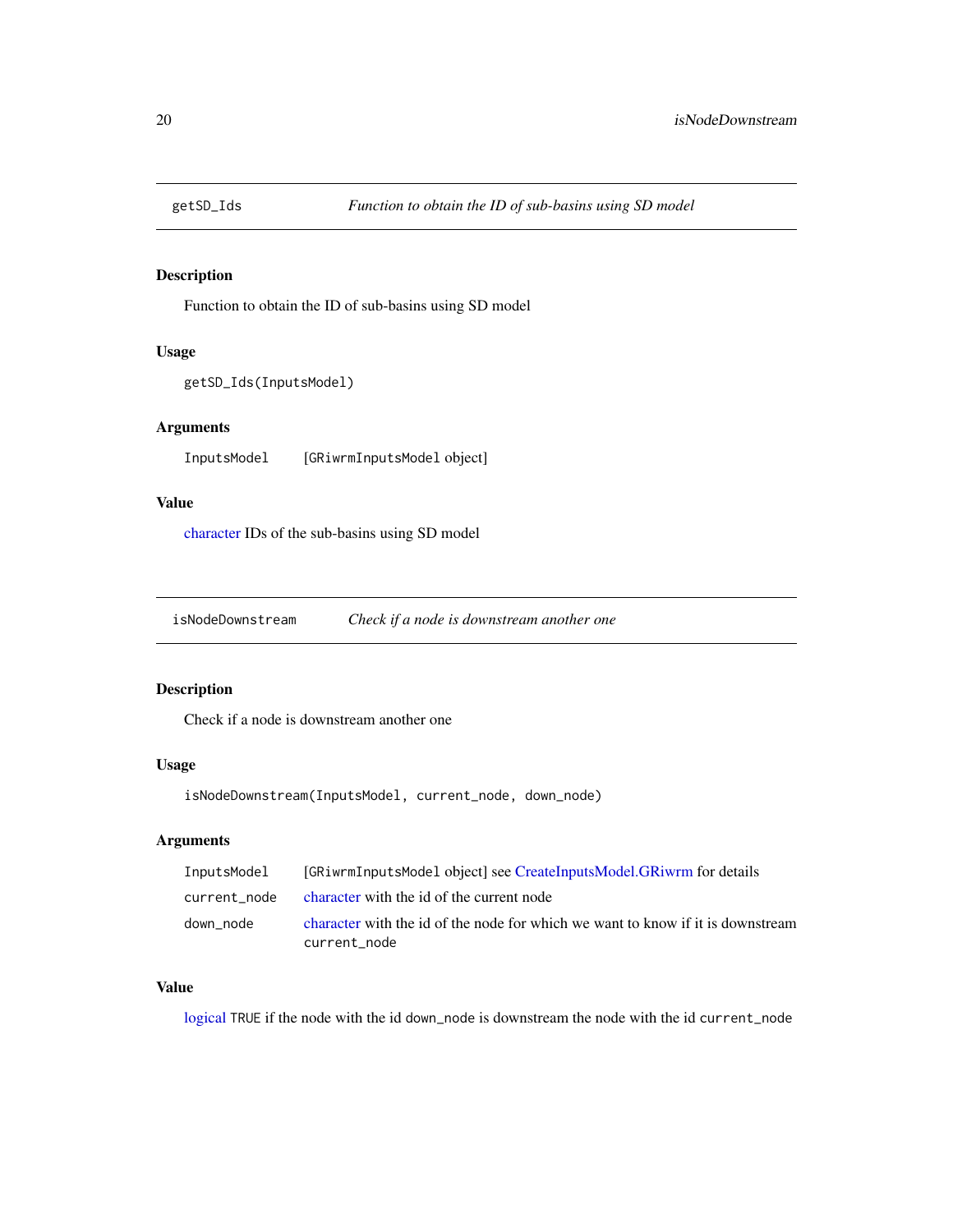## getSD_Ids — *Function to obtain the ID of sub-basins using SD model*

### Description

Function to obtain the ID of sub-basins using SD model

### Usage

```
getSD_Ids(InputsModel)
```

### Arguments

| | |
|---|---|
| InputsModel | [GRiwrmInputsModel object] |

### Value

character IDs of the sub-basins using SD model

## isNodeDownstream — *Check if a node is downstream another one*

### Description

Check if a node is downstream another one

### Usage

```
isNodeDownstream(InputsModel, current_node, down_node)
```

### Arguments

| | |
|---|---|
| InputsModel | [GRiwrmInputsModel object] see CreateInputsModel.GRiwrm for details |
| current_node | character with the id of the current node |
| down_node | character with the id of the node for which we want to know if it is downstream current_node |

### Value

logical TRUE if the node with the id down_node is downstream the node with the id current_node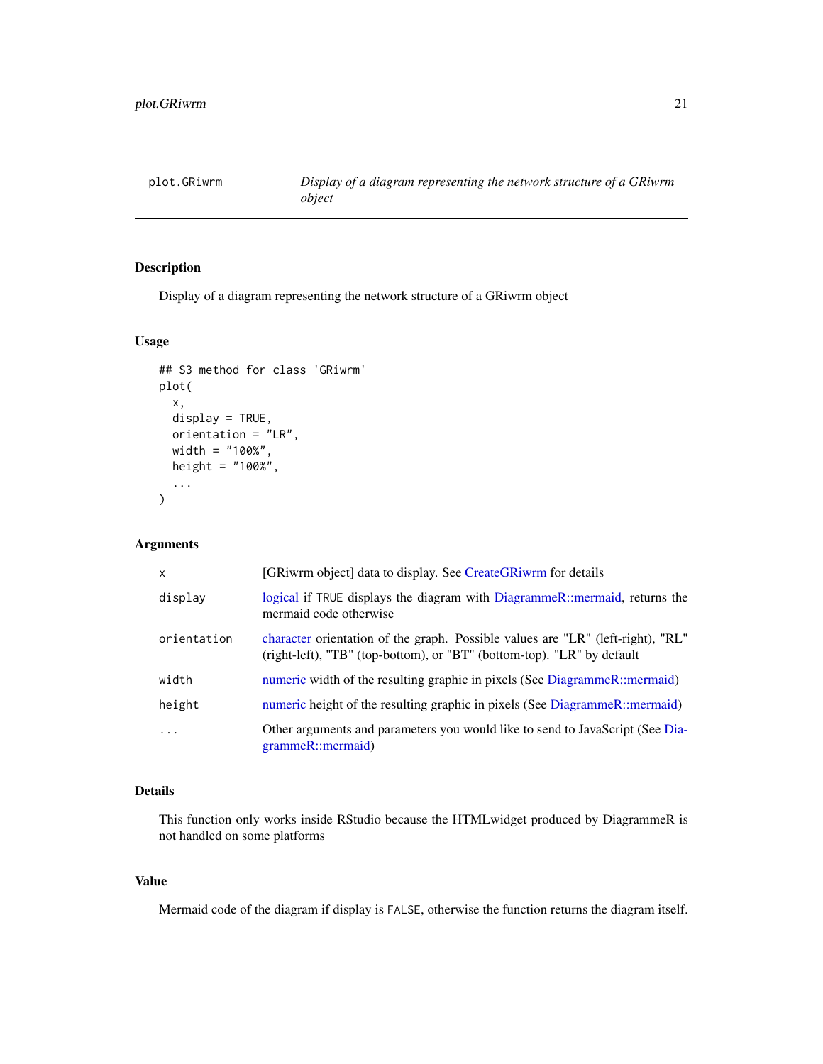# plot.GRiwrm

*Display of a diagram representing the network structure of a GRiwrm object*

## Description

Display of a diagram representing the network structure of a GRiwrm object

## Usage

```
## S3 method for class 'GRiwrm'
plot(
  x,
  display = TRUE,
  orientation = "LR",
  width = "100%",
  height = "100%",
  ...
)
```

## Arguments

| Argument | Description |
|---|---|
| `x` | [GRiwrm object] data to display. See CreateGRiwrm for details |
| `display` | logical if `TRUE` displays the diagram with DiagrammeR::mermaid, returns the mermaid code otherwise |
| `orientation` | character orientation of the graph. Possible values are "LR" (left-right), "RL" (right-left), "TB" (top-bottom), or "BT" (bottom-top). "LR" by default |
| `width` | numeric width of the resulting graphic in pixels (See DiagrammeR::mermaid) |
| `height` | numeric height of the resulting graphic in pixels (See DiagrammeR::mermaid) |
| `...` | Other arguments and parameters you would like to send to JavaScript (See DiagrammeR::mermaid) |

## Details

This function only works inside RStudio because the HTMLwidget produced by DiagrammeR is not handled on some platforms

## Value

Mermaid code of the diagram if display is `FALSE`, otherwise the function returns the diagram itself.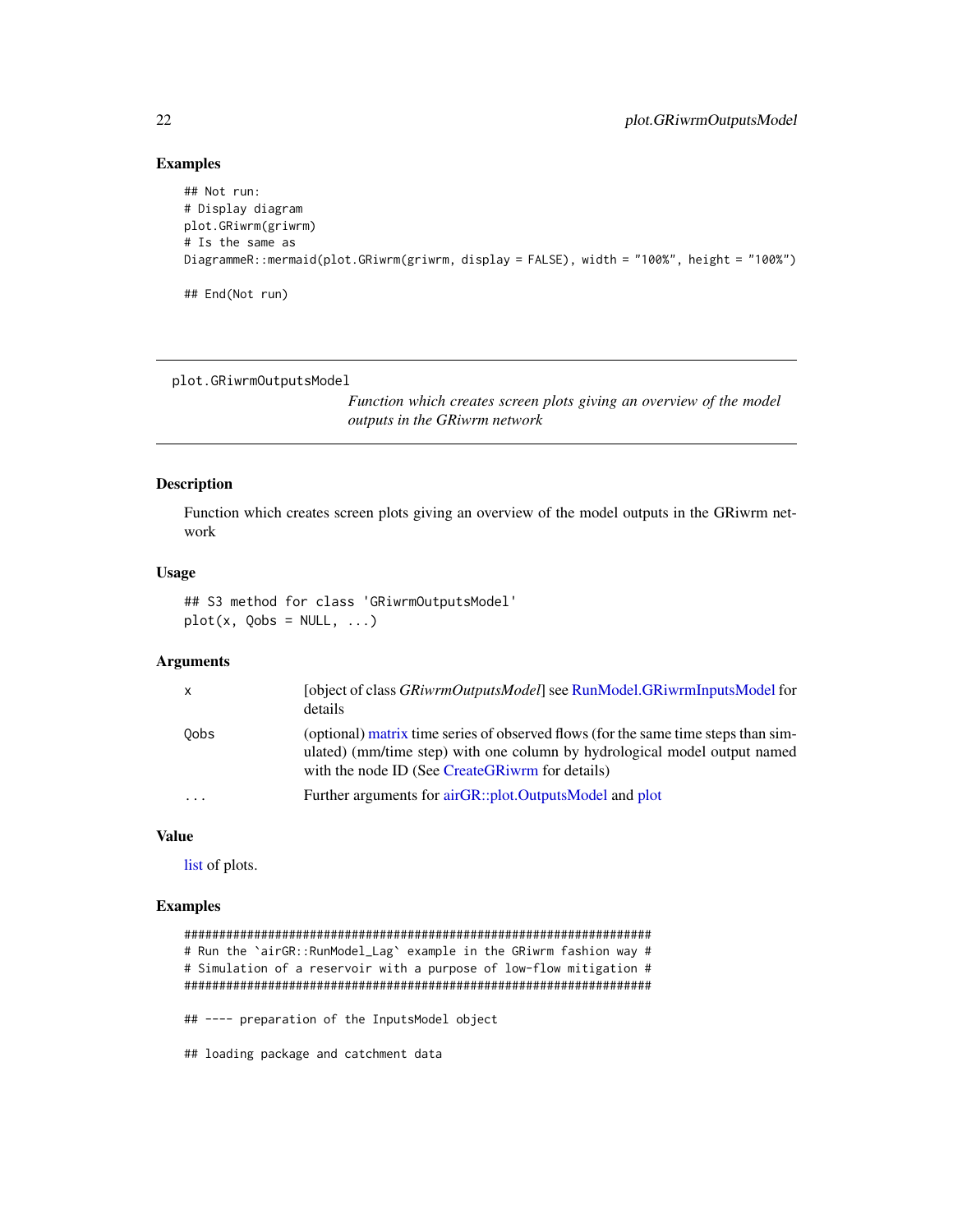## Examples

```
## Not run:
# Display diagram
plot.GRiwrm(griwrm)
# Is the same as
DiagrammeR::mermaid(plot.GRiwrm(griwrm, display = FALSE), width = "100%", height = "100%")

## End(Not run)
```

---

plot.GRiwrmOutputsModel

*Function which creates screen plots giving an overview of the model outputs in the GRiwrm network*

---

## Description

Function which creates screen plots giving an overview of the model outputs in the GRiwrm network

## Usage

```
## S3 method for class 'GRiwrmOutputsModel'
plot(x, Qobs = NULL, ...)
```

## Arguments

| | |
|---|---|
| x | [object of class *GRiwrmOutputsModel*] see RunModel.GRiwrmInputsModel for details |
| Qobs | (optional) matrix time series of observed flows (for the same time steps than simulated) (mm/time step) with one column by hydrological model output named with the node ID (See CreateGRiwrm for details) |
| ... | Further arguments for airGR::plot.OutputsModel and plot |

## Value

list of plots.

## Examples

```
###################################################################
# Run the `airGR::RunModel_Lag` example in the GRiwrm fashion way #
# Simulation of a reservoir with a purpose of low-flow mitigation #
###################################################################

## ---- preparation of the InputsModel object

## loading package and catchment data
```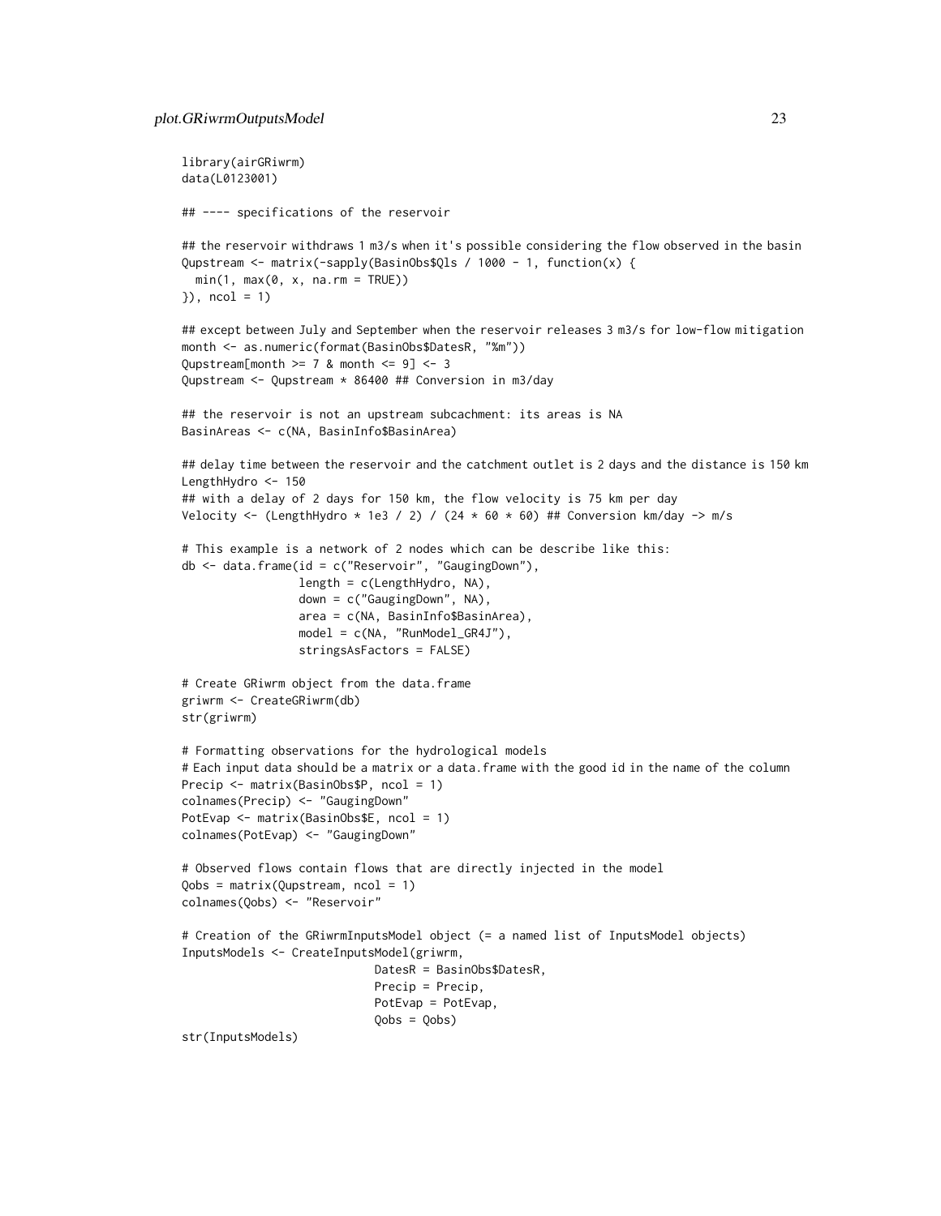```
library(airGRiwrm)
data(L0123001)

## ---- specifications of the reservoir

## the reservoir withdraws 1 m3/s when it's possible considering the flow observed in the basin
Qupstream <- matrix(-sapply(BasinObs$Qls / 1000 - 1, function(x) {
  min(1, max(0, x, na.rm = TRUE))
}), ncol = 1)

## except between July and September when the reservoir releases 3 m3/s for low-flow mitigation
month <- as.numeric(format(BasinObs$DatesR, "%m"))
Qupstream[month >= 7 & month <= 9] <- 3
Qupstream <- Qupstream * 86400 ## Conversion in m3/day

## the reservoir is not an upstream subcachment: its areas is NA
BasinAreas <- c(NA, BasinInfo$BasinArea)

## delay time between the reservoir and the catchment outlet is 2 days and the distance is 150 km
LengthHydro <- 150
## with a delay of 2 days for 150 km, the flow velocity is 75 km per day
Velocity <- (LengthHydro * 1e3 / 2) / (24 * 60 * 60) ## Conversion km/day -> m/s

# This example is a network of 2 nodes which can be describe like this:
db <- data.frame(id = c("Reservoir", "GaugingDown"),
                 length = c(LengthHydro, NA),
                 down = c("GaugingDown", NA),
                 area = c(NA, BasinInfo$BasinArea),
                 model = c(NA, "RunModel_GR4J"),
                 stringsAsFactors = FALSE)

# Create GRiwrm object from the data.frame
griwrm <- CreateGRiwrm(db)
str(griwrm)

# Formatting observations for the hydrological models
# Each input data should be a matrix or a data.frame with the good id in the name of the column
Precip <- matrix(BasinObs$P, ncol = 1)
colnames(Precip) <- "GaugingDown"
PotEvap <- matrix(BasinObs$E, ncol = 1)
colnames(PotEvap) <- "GaugingDown"

# Observed flows contain flows that are directly injected in the model
Qobs = matrix(Qupstream, ncol = 1)
colnames(Qobs) <- "Reservoir"

# Creation of the GRiwrmInputsModel object (= a named list of InputsModel objects)
InputsModels <- CreateInputsModel(griwrm,
                            DatesR = BasinObs$DatesR,
                            Precip = Precip,
                            PotEvap = PotEvap,
                            Qobs = Qobs)
str(InputsModels)
```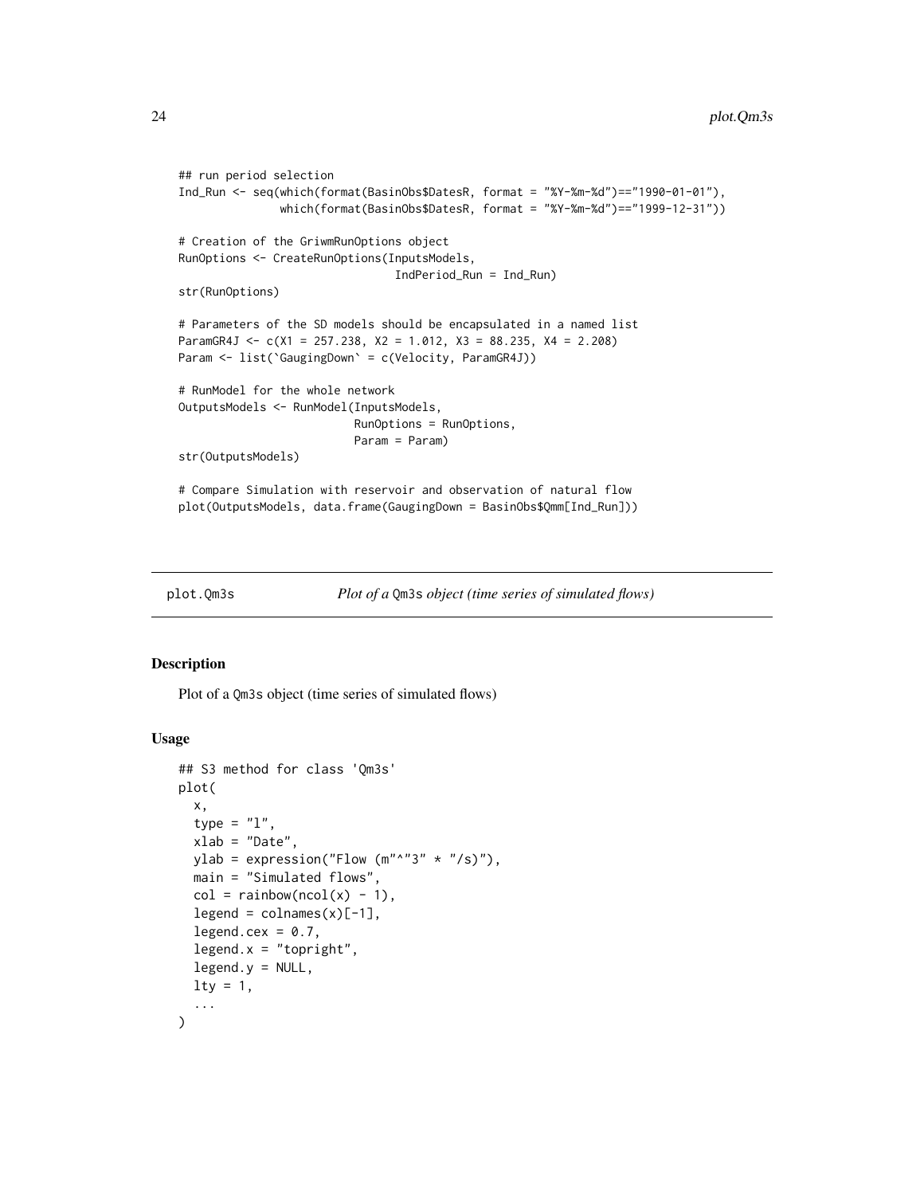```
## run period selection
Ind_Run <- seq(which(format(BasinObs$DatesR, format = "%Y-%m-%d")=="1990-01-01"),
               which(format(BasinObs$DatesR, format = "%Y-%m-%d")=="1999-12-31"))

# Creation of the GriwmRunOptions object
RunOptions <- CreateRunOptions(InputsModels,
                               IndPeriod_Run = Ind_Run)
str(RunOptions)

# Parameters of the SD models should be encapsulated in a named list
ParamGR4J <- c(X1 = 257.238, X2 = 1.012, X3 = 88.235, X4 = 2.208)
Param <- list(`GaugingDown` = c(Velocity, ParamGR4J))

# RunModel for the whole network
OutputsModels <- RunModel(InputsModels,
                          RunOptions = RunOptions,
                          Param = Param)
str(OutputsModels)

# Compare Simulation with reservoir and observation of natural flow
plot(OutputsModels, data.frame(GaugingDown = BasinObs$Qmm[Ind_Run]))
```

## plot.Qm3s — *Plot of a* `Qm3s` *object (time series of simulated flows)*

### Description

Plot of a `Qm3s` object (time series of simulated flows)

### Usage

```
## S3 method for class 'Qm3s'
plot(
  x,
  type = "l",
  xlab = "Date",
  ylab = expression("Flow (m"^"3" * "/s)"),
  main = "Simulated flows",
  col = rainbow(ncol(x) - 1),
  legend = colnames(x)[-1],
  legend.cex = 0.7,
  legend.x = "topright",
  legend.y = NULL,
  lty = 1,
  ...
)
```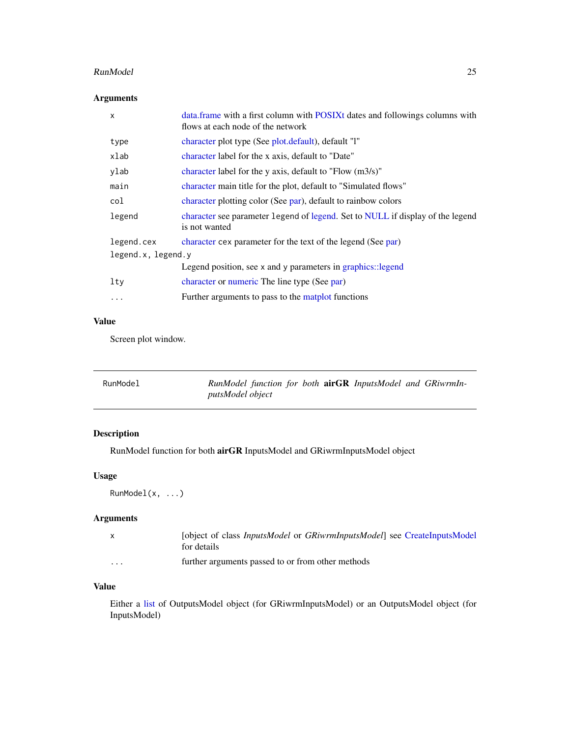## Arguments

| | |
|---|---|
| `x` | data.frame with a first column with POSIXt dates and followings columns with flows at each node of the network |
| `type` | character plot type (See plot.default), default "l" |
| `xlab` | character label for the x axis, default to "Date" |
| `ylab` | character label for the y axis, default to "Flow (m3/s)" |
| `main` | character main title for the plot, default to "Simulated flows" |
| `col` | character plotting color (See par), default to rainbow colors |
| `legend` | character see parameter `legend` of legend. Set to NULL if display of the legend is not wanted |
| `legend.cex` | character `cex` parameter for the text of the legend (See par) |
| `legend.x, legend.y` | Legend position, see `x` and `y` parameters in graphics::legend |
| `lty` | character or numeric The line type (See par) |
| `...` | Further arguments to pass to the matplot functions |

## Value

Screen plot window.

---

# RunModel — *RunModel function for both* **airGR** *InputsModel and GRiwrmInputsModel object*

---

## Description

RunModel function for both **airGR** InputsModel and GRiwrmInputsModel object

## Usage

```
RunModel(x, ...)
```

## Arguments

| | |
|---|---|
| `x` | [object of class *InputsModel* or *GRiwrmInputsModel*] see CreateInputsModel for details |
| `...` | further arguments passed to or from other methods |

## Value

Either a list of OutputsModel object (for GRiwrmInputsModel) or an OutputsModel object (for InputsModel)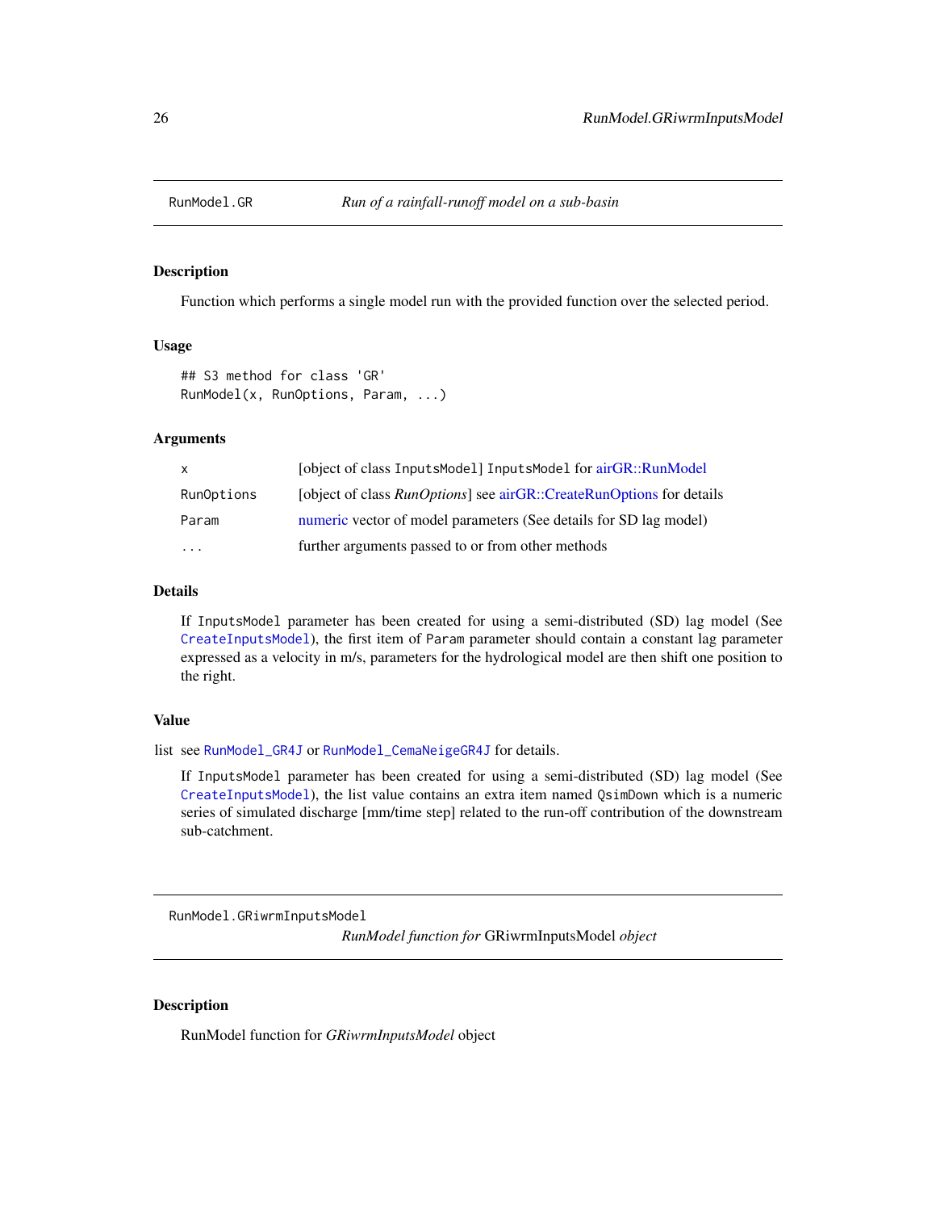## RunModel.GR — *Run of a rainfall-runoff model on a sub-basin*

### Description

Function which performs a single model run with the provided function over the selected period.

### Usage

```
## S3 method for class 'GR'
RunModel(x, RunOptions, Param, ...)
```

### Arguments

| | |
|---|---|
| x | [object of class InputsModel] InputsModel for airGR::RunModel |
| RunOptions | [object of class *RunOptions*] see airGR::CreateRunOptions for details |
| Param | numeric vector of model parameters (See details for SD lag model) |
| ... | further arguments passed to or from other methods |

### Details

If InputsModel parameter has been created for using a semi-distributed (SD) lag model (See CreateInputsModel), the first item of Param parameter should contain a constant lag parameter expressed as a velocity in m/s, parameters for the hydrological model are then shift one position to the right.

### Value

list see RunModel_GR4J or RunModel_CemaNeigeGR4J for details.

If InputsModel parameter has been created for using a semi-distributed (SD) lag model (See CreateInputsModel), the list value contains an extra item named QsimDown which is a numeric series of simulated discharge [mm/time step] related to the run-off contribution of the downstream sub-catchment.

## RunModel.GRiwrmInputsModel — *RunModel function for* GRiwrmInputsModel *object*

### Description

RunModel function for *GRiwrmInputsModel* object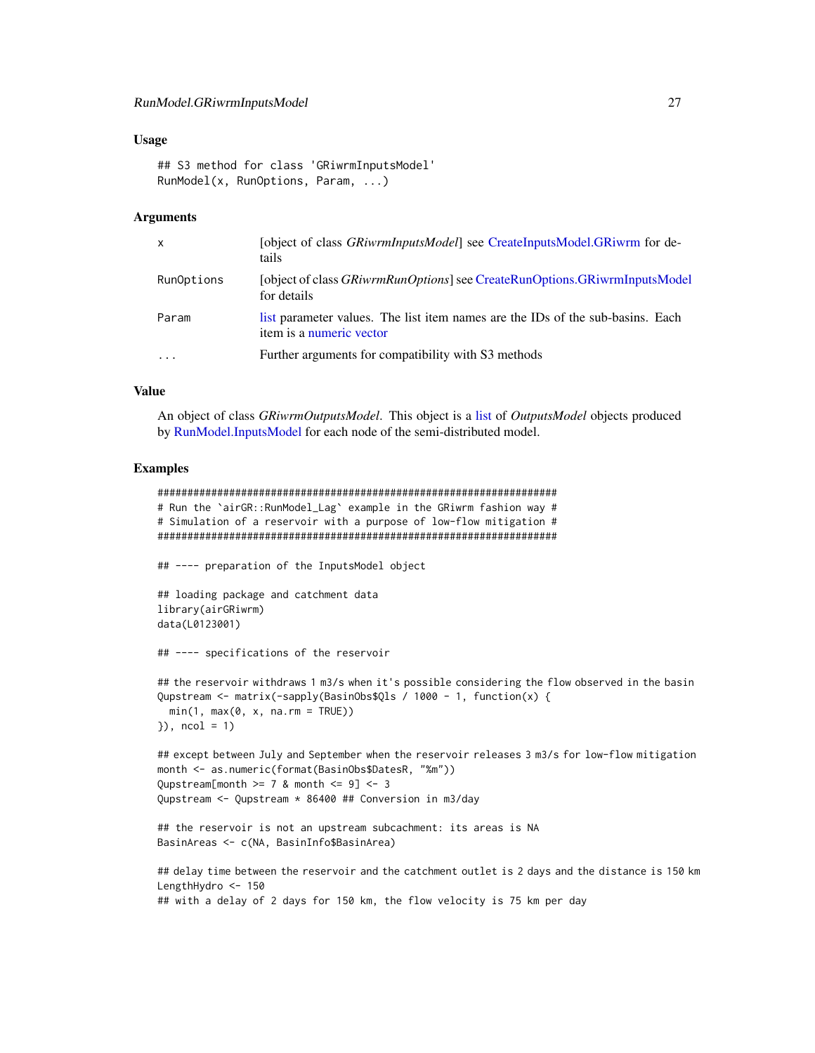### Usage

```
## S3 method for class 'GRiwrmInputsModel'
RunModel(x, RunOptions, Param, ...)
```

### Arguments

| | |
|---|---|
| x | [object of class *GRiwrmInputsModel*] see CreateInputsModel.GRiwrm for details |
| RunOptions | [object of class *GRiwrmRunOptions*] see CreateRunOptions.GRiwrmInputsModel for details |
| Param | list parameter values. The list item names are the IDs of the sub-basins. Each item is a numeric vector |
| ... | Further arguments for compatibility with S3 methods |

### Value

An object of class *GRiwrmOutputsModel*. This object is a list of *OutputsModel* objects produced by RunModel.InputsModel for each node of the semi-distributed model.

### Examples

```
###################################################################
# Run the `airGR::RunModel_Lag` example in the GRiwrm fashion way #
# Simulation of a reservoir with a purpose of low-flow mitigation #
###################################################################

## ---- preparation of the InputsModel object

## loading package and catchment data
library(airGRiwrm)
data(L0123001)

## ---- specifications of the reservoir

## the reservoir withdraws 1 m3/s when it's possible considering the flow observed in the basin
Qupstream <- matrix(-sapply(BasinObs$Qls / 1000 - 1, function(x) {
  min(1, max(0, x, na.rm = TRUE))
}), ncol = 1)

## except between July and September when the reservoir releases 3 m3/s for low-flow mitigation
month <- as.numeric(format(BasinObs$DatesR, "%m"))
Qupstream[month >= 7 & month <= 9] <- 3
Qupstream <- Qupstream * 86400 ## Conversion in m3/day

## the reservoir is not an upstream subcachment: its areas is NA
BasinAreas <- c(NA, BasinInfo$BasinArea)

## delay time between the reservoir and the catchment outlet is 2 days and the distance is 150 km
LengthHydro <- 150
## with a delay of 2 days for 150 km, the flow velocity is 75 km per day
```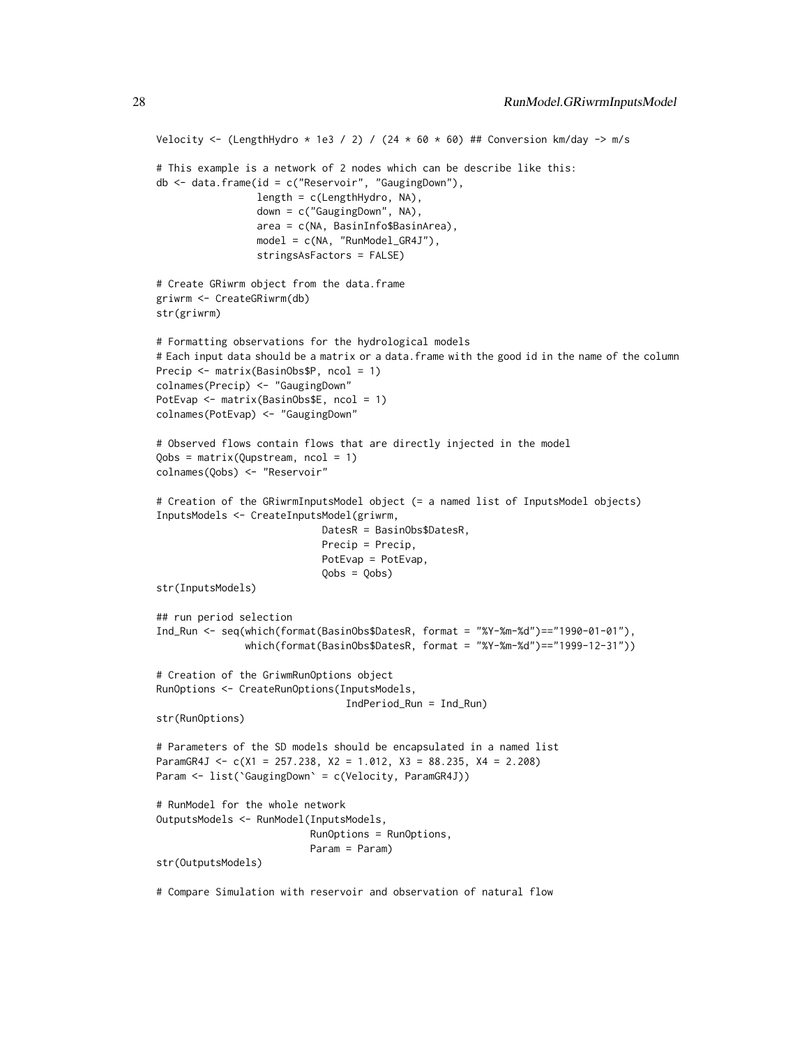```
Velocity <- (LengthHydro * 1e3 / 2) / (24 * 60 * 60) ## Conversion km/day -> m/s

# This example is a network of 2 nodes which can be describe like this:
db <- data.frame(id = c("Reservoir", "GaugingDown"),
                 length = c(LengthHydro, NA),
                 down = c("GaugingDown", NA),
                 area = c(NA, BasinInfo$BasinArea),
                 model = c(NA, "RunModel_GR4J"),
                 stringsAsFactors = FALSE)

# Create GRiwrm object from the data.frame
griwrm <- CreateGRiwrm(db)
str(griwrm)

# Formatting observations for the hydrological models
# Each input data should be a matrix or a data.frame with the good id in the name of the column
Precip <- matrix(BasinObs$P, ncol = 1)
colnames(Precip) <- "GaugingDown"
PotEvap <- matrix(BasinObs$E, ncol = 1)
colnames(PotEvap) <- "GaugingDown"

# Observed flows contain flows that are directly injected in the model
Qobs = matrix(Qupstream, ncol = 1)
colnames(Qobs) <- "Reservoir"

# Creation of the GRiwrmInputsModel object (= a named list of InputsModel objects)
InputsModels <- CreateInputsModel(griwrm,
                            DatesR = BasinObs$DatesR,
                            Precip = Precip,
                            PotEvap = PotEvap,
                            Qobs = Qobs)
str(InputsModels)

## run period selection
Ind_Run <- seq(which(format(BasinObs$DatesR, format = "%Y-%m-%d")=="1990-01-01"),
               which(format(BasinObs$DatesR, format = "%Y-%m-%d")=="1999-12-31"))

# Creation of the GriwmRunOptions object
RunOptions <- CreateRunOptions(InputsModels,
                                IndPeriod_Run = Ind_Run)
str(RunOptions)

# Parameters of the SD models should be encapsulated in a named list
ParamGR4J <- c(X1 = 257.238, X2 = 1.012, X3 = 88.235, X4 = 2.208)
Param <- list(`GaugingDown` = c(Velocity, ParamGR4J))

# RunModel for the whole network
OutputsModels <- RunModel(InputsModels,
                          RunOptions = RunOptions,
                          Param = Param)
str(OutputsModels)

# Compare Simulation with reservoir and observation of natural flow
```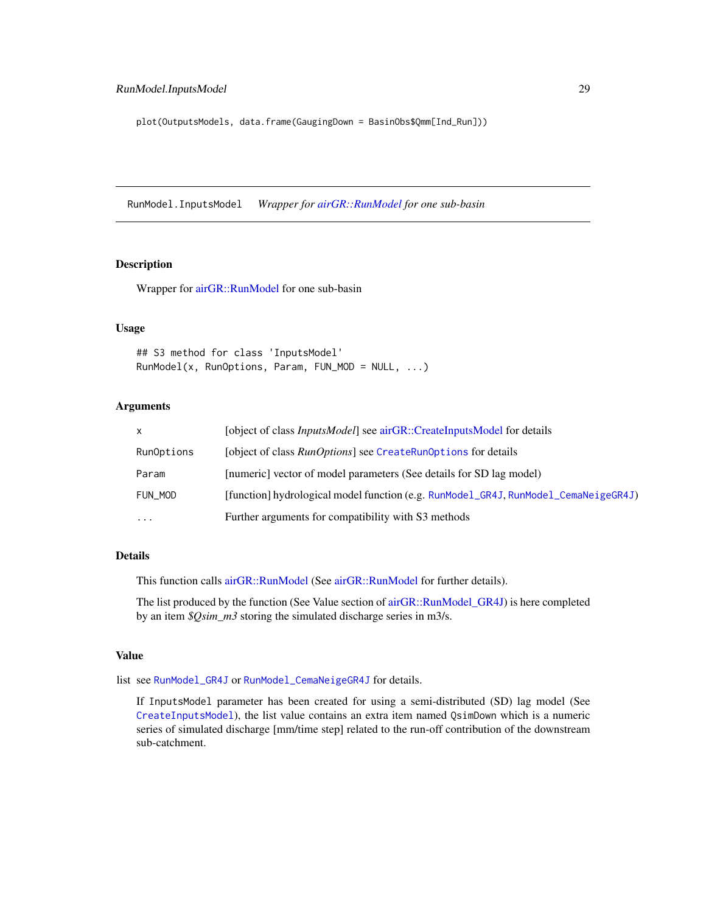```
plot(OutputsModels, data.frame(GaugingDown = BasinObs$Qmm[Ind_Run]))
```

---

RunModel.InputsModel — *Wrapper for airGR::RunModel for one sub-basin*

---

## Description

Wrapper for airGR::RunModel for one sub-basin

## Usage

```
## S3 method for class 'InputsModel'
RunModel(x, RunOptions, Param, FUN_MOD = NULL, ...)
```

## Arguments

| | |
|---|---|
| x | [object of class *InputsModel*] see airGR::CreateInputsModel for details |
| RunOptions | [object of class *RunOptions*] see `CreateRunOptions` for details |
| Param | [numeric] vector of model parameters (See details for SD lag model) |
| FUN_MOD | [function] hydrological model function (e.g. `RunModel_GR4J`, `RunModel_CemaNeigeGR4J`) |
| ... | Further arguments for compatibility with S3 methods |

## Details

This function calls airGR::RunModel (See airGR::RunModel for further details).

The list produced by the function (See Value section of airGR::RunModel_GR4J) is here completed by an item *$Qsim_m3* storing the simulated discharge series in m3/s.

## Value

list see `RunModel_GR4J` or `RunModel_CemaNeigeGR4J` for details.

If `InputsModel` parameter has been created for using a semi-distributed (SD) lag model (See `CreateInputsModel`), the list value contains an extra item named `QsimDown` which is a numeric series of simulated discharge [mm/time step] related to the run-off contribution of the downstream sub-catchment.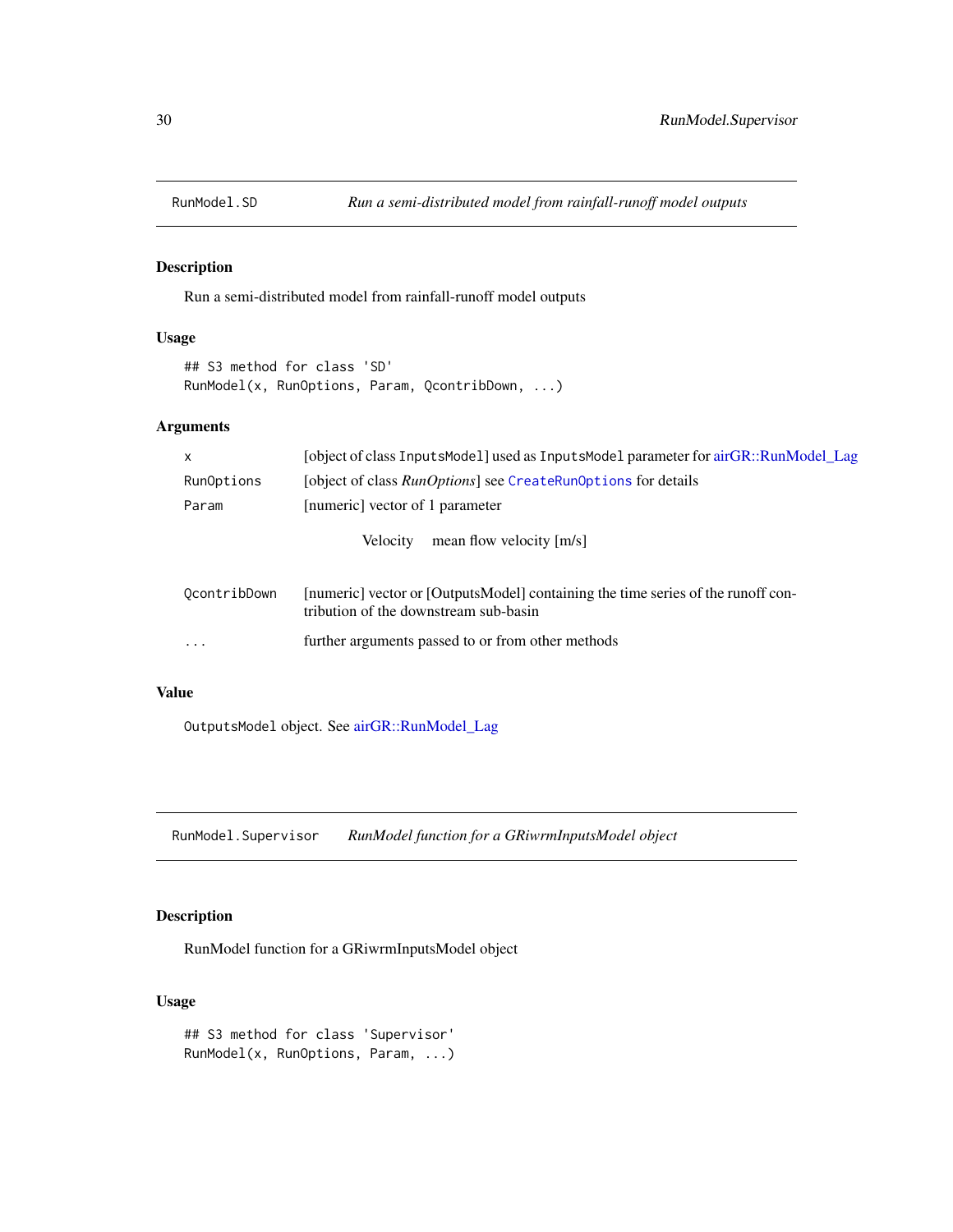## RunModel.SD — *Run a semi-distributed model from rainfall-runoff model outputs*

### Description

Run a semi-distributed model from rainfall-runoff model outputs

### Usage

```
## S3 method for class 'SD'
RunModel(x, RunOptions, Param, QcontribDown, ...)
```

### Arguments

| | |
|---|---|
| `x` | [object of class `InputsModel`] used as `InputsModel` parameter for airGR::RunModel_Lag |
| `RunOptions` | [object of class *RunOptions*] see `CreateRunOptions` for details |
| `Param` | [numeric] vector of 1 parameter<br><br>Velocity    mean flow velocity [m/s] |
| `QcontribDown` | [numeric] vector or [OutputsModel] containing the time series of the runoff contribution of the downstream sub-basin |
| `...` | further arguments passed to or from other methods |

### Value

`OutputsModel` object. See airGR::RunModel_Lag

## RunModel.Supervisor — *RunModel function for a GRiwrmInputsModel object*

### Description

RunModel function for a GRiwrmInputsModel object

### Usage

```
## S3 method for class 'Supervisor'
RunModel(x, RunOptions, Param, ...)
```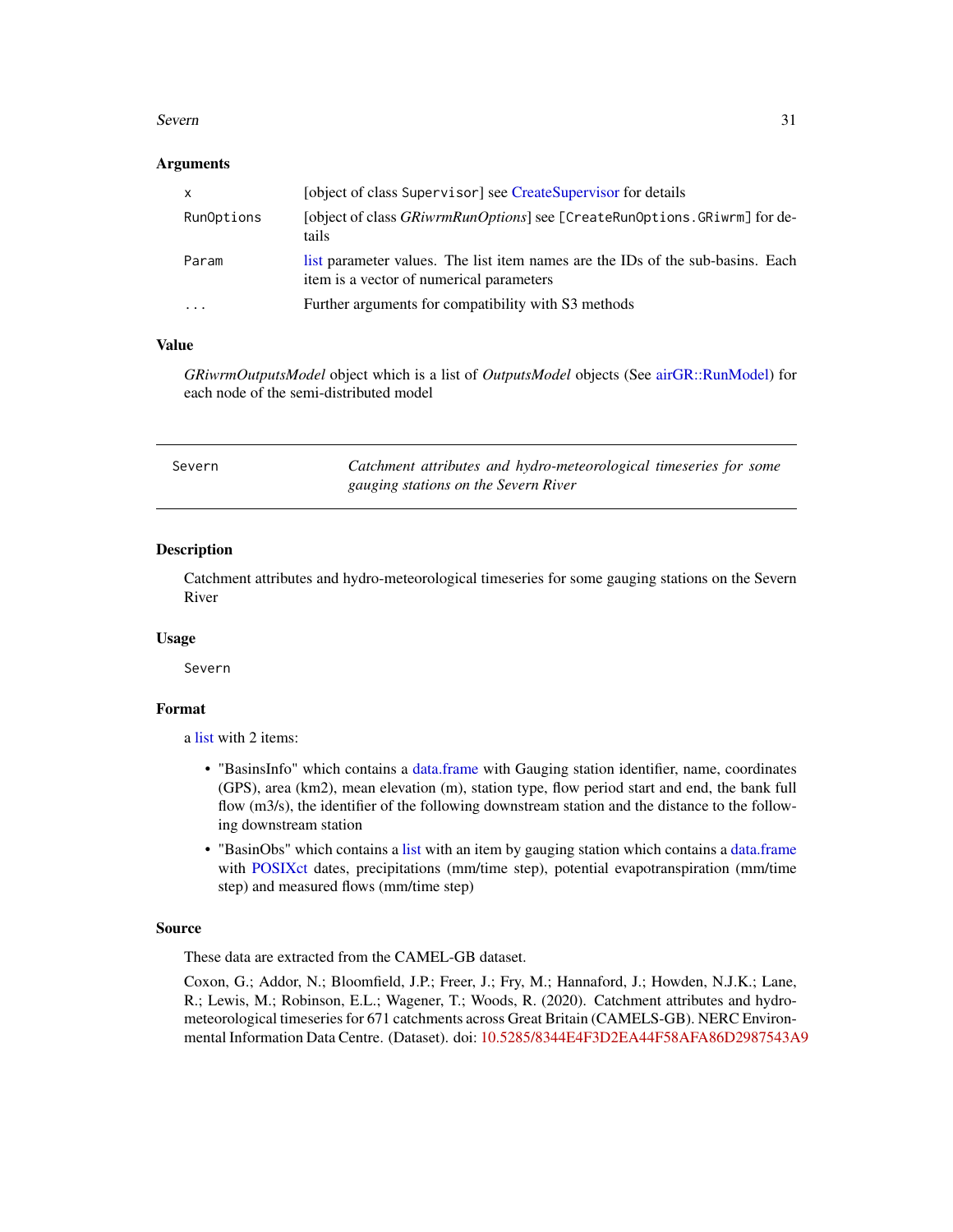### Arguments

| | |
|---|---|
| x | [object of class Supervisor] see CreateSupervisor for details |
| RunOptions | [object of class *GRiwrmRunOptions*] see [CreateRunOptions.GRiwrm] for details |
| Param | list parameter values. The list item names are the IDs of the sub-basins. Each item is a vector of numerical parameters |
| ... | Further arguments for compatibility with S3 methods |

### Value

*GRiwrmOutputsModel* object which is a list of *OutputsModel* objects (See airGR::RunModel) for each node of the semi-distributed model

---

## Severn — *Catchment attributes and hydro-meteorological timeseries for some gauging stations on the Severn River*

---

### Description

Catchment attributes and hydro-meteorological timeseries for some gauging stations on the Severn River

### Usage

```
Severn
```

### Format

a list with 2 items:

- "BasinsInfo" which contains a data.frame with Gauging station identifier, name, coordinates (GPS), area (km2), mean elevation (m), station type, flow period start and end, the bank full flow (m3/s), the identifier of the following downstream station and the distance to the following downstream station
- "BasinObs" which contains a list with an item by gauging station which contains a data.frame with POSIXct dates, precipitations (mm/time step), potential evapotranspiration (mm/time step) and measured flows (mm/time step)

### Source

These data are extracted from the CAMEL-GB dataset.

Coxon, G.; Addor, N.; Bloomfield, J.P.; Freer, J.; Fry, M.; Hannaford, J.; Howden, N.J.K.; Lane, R.; Lewis, M.; Robinson, E.L.; Wagener, T.; Woods, R. (2020). Catchment attributes and hydro-meteorological timeseries for 671 catchments across Great Britain (CAMELS-GB). NERC Environmental Information Data Centre. (Dataset). doi: 10.5285/8344E4F3D2EA44F58AFA86D2987543A9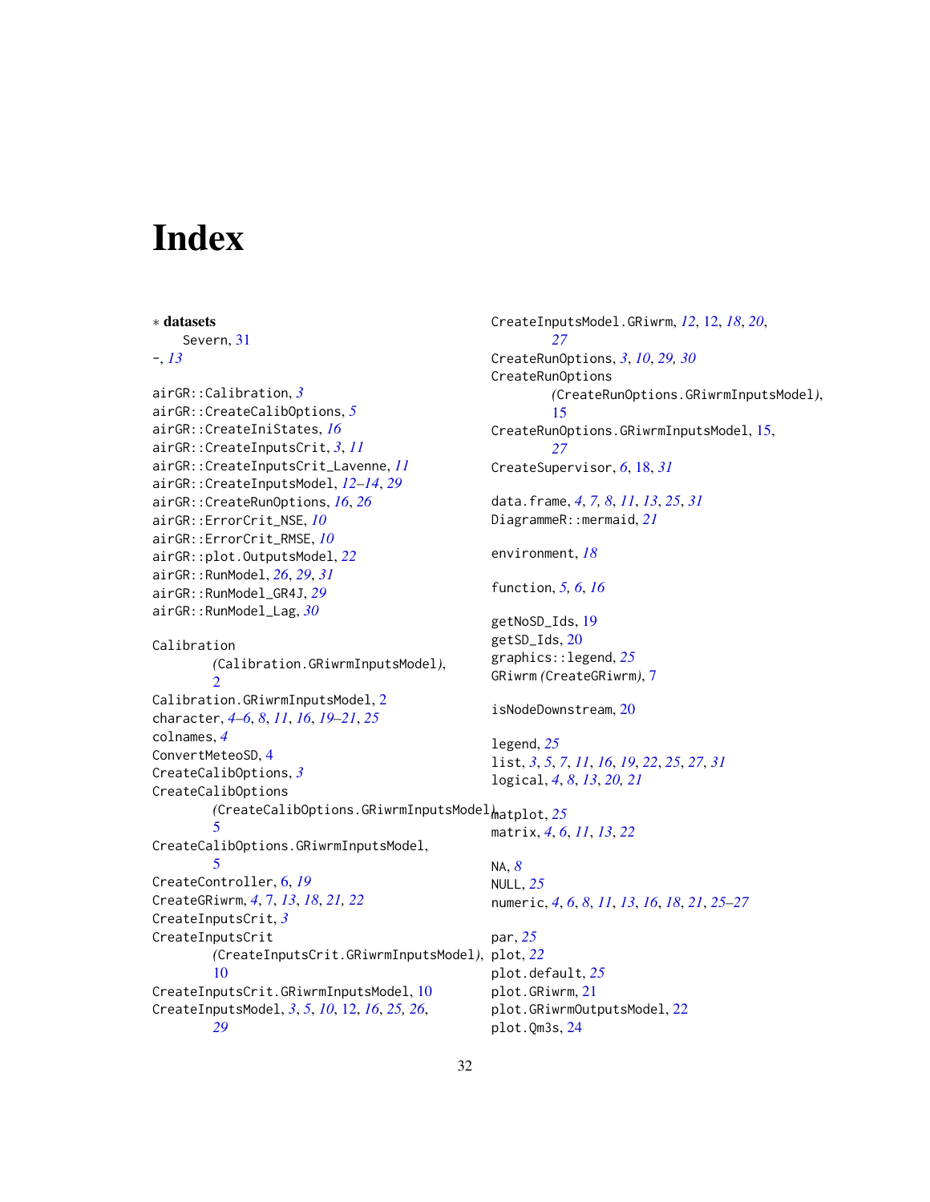# Index

∗ **datasets**
  Severn, 31
-, *13*

airGR::Calibration, *3*
airGR::CreateCalibOptions, *5*
airGR::CreateIniStates, *16*
airGR::CreateInputsCrit, *3*, *11*
airGR::CreateInputsCrit_Lavenne, *11*
airGR::CreateInputsModel, *12–14*, *29*
airGR::CreateRunOptions, *16*, *26*
airGR::ErrorCrit_NSE, *10*
airGR::ErrorCrit_RMSE, *10*
airGR::plot.OutputsModel, *22*
airGR::RunModel, *26*, *29*, *31*
airGR::RunModel_GR4J, *29*
airGR::RunModel_Lag, *30*

Calibration
  *(*Calibration.GRiwrmInputsModel*)*, 2
Calibration.GRiwrmInputsModel, 2
character, *4–6*, *8*, *11*, *16*, *19–21*, *25*
colnames, *4*
ConvertMeteoSD, 4
CreateCalibOptions, *3*
CreateCalibOptions
  *(*CreateCalibOptions.GRiwrmInputsModel*)*, 5
CreateCalibOptions.GRiwrmInputsModel, 5
CreateController, *6*, *19*
CreateGRiwrm, *4*, 7, *13*, *18*, *21, 22*
CreateInputsCrit, *3*
CreateInputsCrit
  *(*CreateInputsCrit.GRiwrmInputsModel*)*, 10
CreateInputsCrit.GRiwrmInputsModel, 10
CreateInputsModel, *3*, *5*, *10*, 12, *16*, *25, 26*, *29*
CreateInputsModel.GRiwrm, *12*, 12, *18*, *20*, *27*
CreateRunOptions, *3*, *10*, *29, 30*
CreateRunOptions
  *(*CreateRunOptions.GRiwrmInputsModel*)*, 15
CreateRunOptions.GRiwrmInputsModel, 15, *27*
CreateSupervisor, *6*, 18, *31*

data.frame, *4*, *7, 8*, *11*, *13*, *25*, *31*
DiagrammeR::mermaid, *21*

environment, *18*

function, *5, 6*, *16*

getNoSD_Ids, 19
getSD_Ids, 20
graphics::legend, *25*
GRiwrm *(*CreateGRiwrm*)*, 7

isNodeDownstream, 20

legend, *25*
list, *3*, *5*, *7*, *11*, *16*, *19*, *22*, *25*, *27*, *31*
logical, *4*, *8*, *13*, *20, 21*

matplot, *25*
matrix, *4*, *6*, *11*, *13*, *22*

NA, *8*
NULL, *25*
numeric, *4*, *6*, *8*, *11*, *13*, *16*, *18*, *21*, *25–27*

par, *25*
plot, *22*
plot.default, *25*
plot.GRiwrm, 21
plot.GRiwrmOutputsModel, 22
plot.Qm3s, 24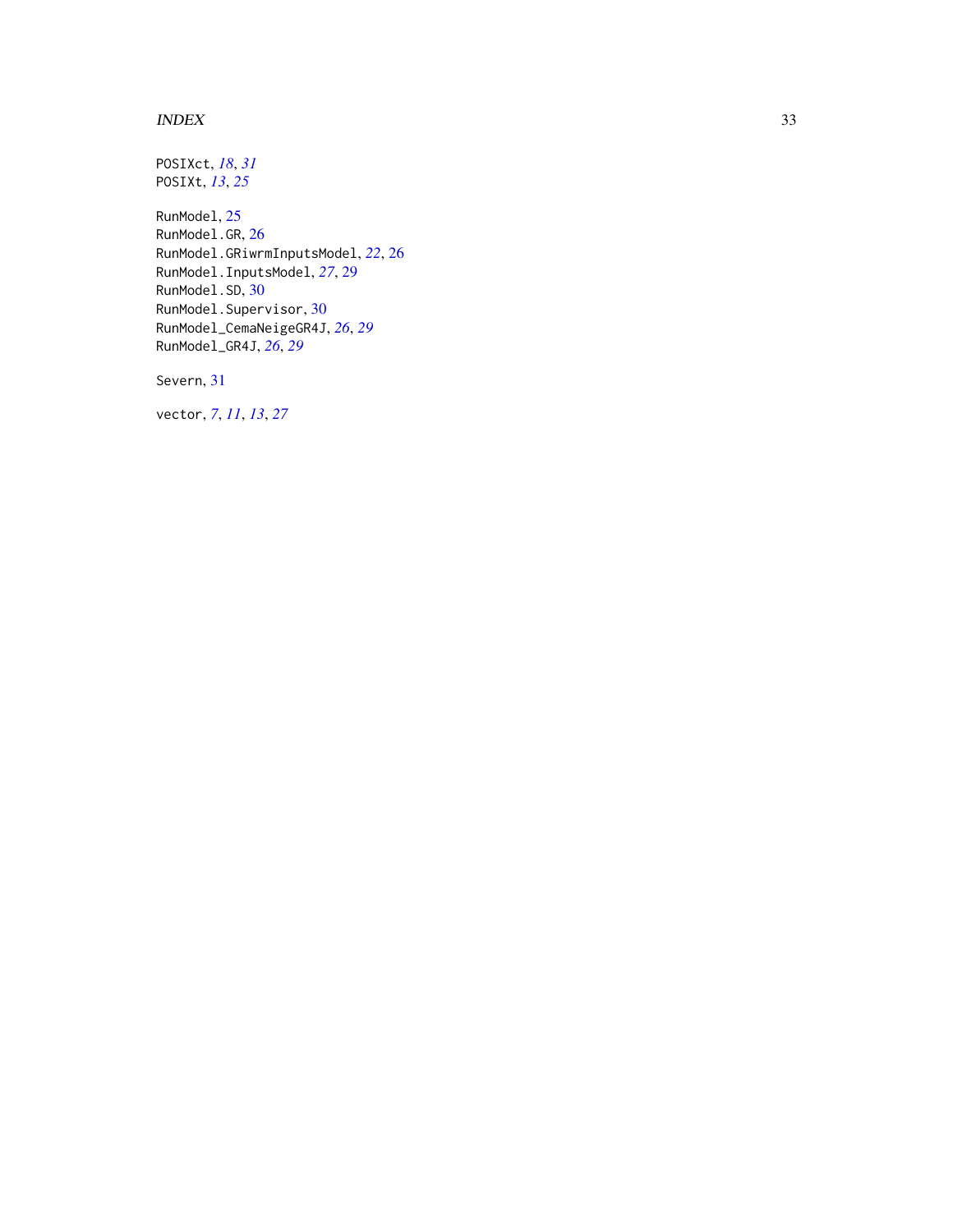POSIXct, *18*, *31*
POSIXt, *13*, *25*

RunModel, 25
RunModel.GR, 26
RunModel.GRiwrmInputsModel, *22*, 26
RunModel.InputsModel, *27*, 29
RunModel.SD, 30
RunModel.Supervisor, 30
RunModel_CemaNeigeGR4J, *26*, *29*
RunModel_GR4J, *26*, *29*

Severn, 31

vector, *7*, *11*, *13*, *27*